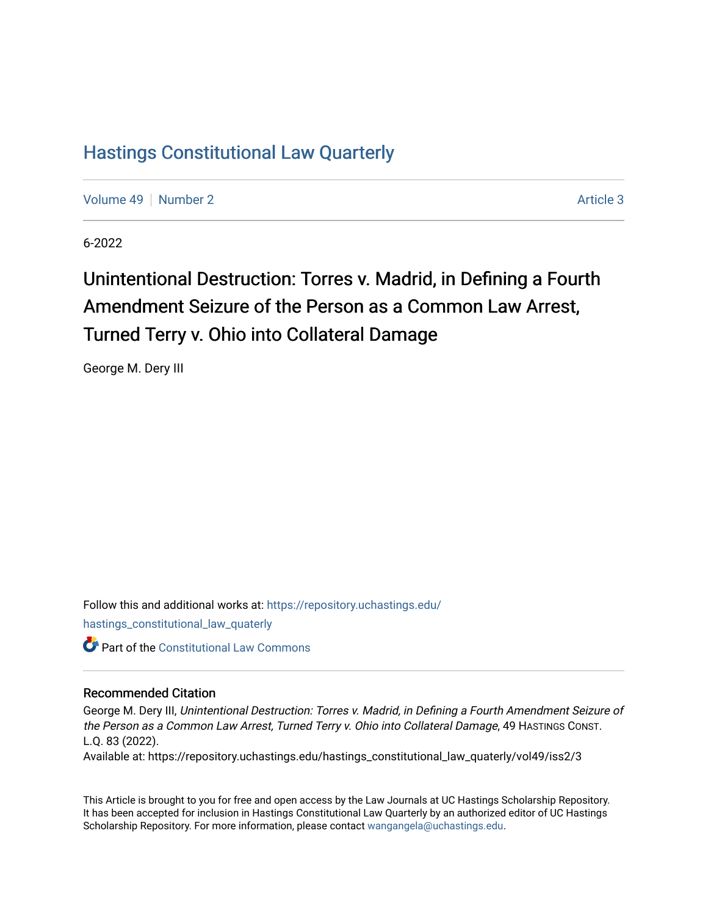# Hastings Constitutional Law Quarterly

Volume 49 | Number 2 | Article 3

6-2022

## Unintentional Destruction: Torres v. Madrid, in Defining a Fourth Amendment Seizure of the Person as a Common Law Arrest, Turned Terry v. Ohio into Collateral Damage

George M. Dery III

Follow this and additional works at: https://repository.uchastings.edu/hastings_constitutional_law_quaterly

Part of the Constitutional Law Commons

### Recommended Citation

George M. Dery III, *Unintentional Destruction: Torres v. Madrid, in Defining a Fourth Amendment Seizure of the Person as a Common Law Arrest, Turned Terry v. Ohio into Collateral Damage*, 49 HASTINGS CONST. L.Q. 83 (2022).

Available at: https://repository.uchastings.edu/hastings_constitutional_law_quaterly/vol49/iss2/3

This Article is brought to you for free and open access by the Law Journals at UC Hastings Scholarship Repository. It has been accepted for inclusion in Hastings Constitutional Law Quarterly by an authorized editor of UC Hastings Scholarship Repository. For more information, please contact wangangela@uchastings.edu.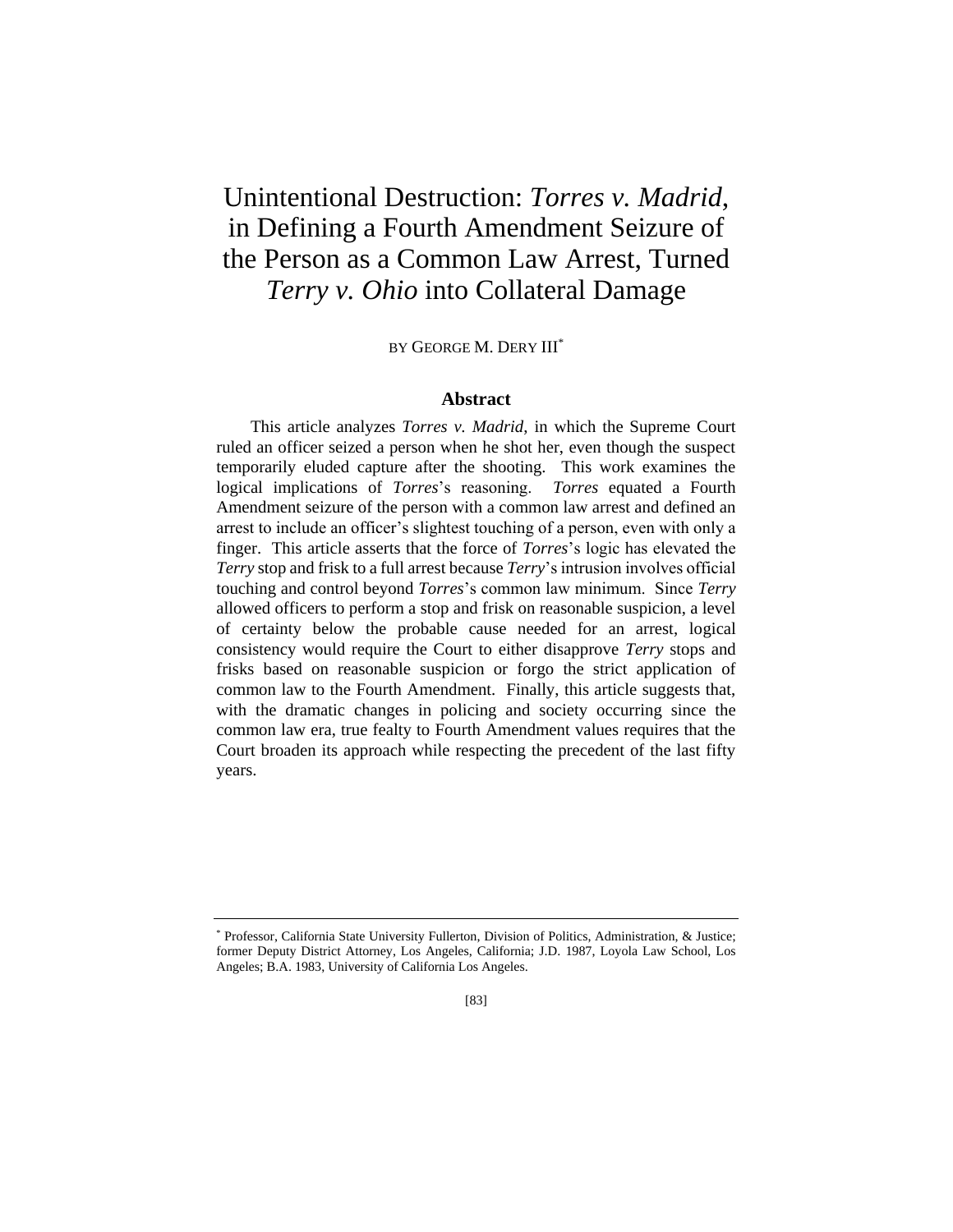# Unintentional Destruction: *Torres v. Madrid*, in Defining a Fourth Amendment Seizure of the Person as a Common Law Arrest, Turned *Terry v. Ohio* into Collateral Damage

BY GEORGE M. DERY III*

## Abstract

This article analyzes *Torres v. Madrid*, in which the Supreme Court ruled an officer seized a person when he shot her, even though the suspect temporarily eluded capture after the shooting. This work examines the logical implications of *Torres*'s reasoning. *Torres* equated a Fourth Amendment seizure of the person with a common law arrest and defined an arrest to include an officer's slightest touching of a person, even with only a finger. This article asserts that the force of *Torres*'s logic has elevated the *Terry* stop and frisk to a full arrest because *Terry*'s intrusion involves official touching and control beyond *Torres*'s common law minimum. Since *Terry* allowed officers to perform a stop and frisk on reasonable suspicion, a level of certainty below the probable cause needed for an arrest, logical consistency would require the Court to either disapprove *Terry* stops and frisks based on reasonable suspicion or forgo the strict application of common law to the Fourth Amendment. Finally, this article suggests that, with the dramatic changes in policing and society occurring since the common law era, true fealty to Fourth Amendment values requires that the Court broaden its approach while respecting the precedent of the last fifty years.

---

\* Professor, California State University Fullerton, Division of Politics, Administration, & Justice; former Deputy District Attorney, Los Angeles, California; J.D. 1987, Loyola Law School, Los Angeles; B.A. 1983, University of California Los Angeles.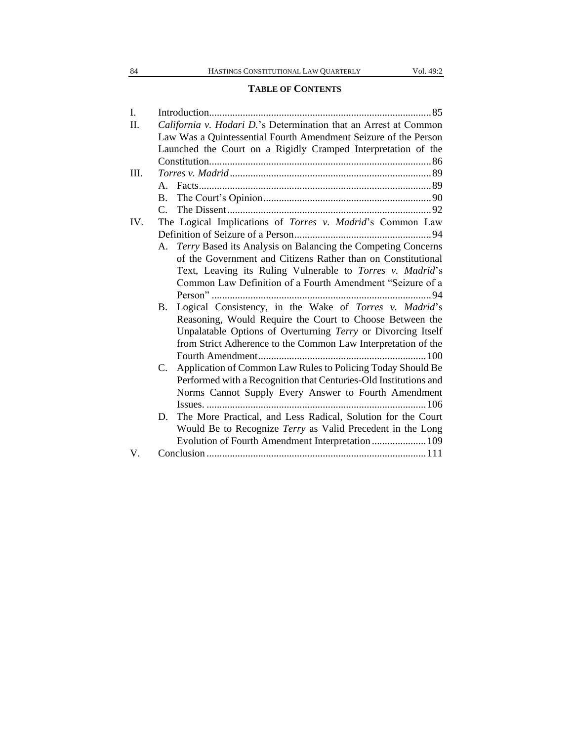**TABLE OF CONTENTS**

I. Introduction ..................................................................................... 85

II. *California v. Hodari D.*'s Determination that an Arrest at Common Law Was a Quintessential Fourth Amendment Seizure of the Person Launched the Court on a Rigidly Cramped Interpretation of the Constitution ..................................................................................... 86

III. *Torres v. Madrid* ............................................................................. 89

- A. Facts ......................................................................................... 89
- B. The Court's Opinion ................................................................. 90
- C. The Dissent ............................................................................... 92

IV. The Logical Implications of *Torres v. Madrid*'s Common Law Definition of Seizure of a Person ..................................................... 94

- A. *Terry* Based its Analysis on Balancing the Competing Concerns of the Government and Citizens Rather than on Constitutional Text, Leaving its Ruling Vulnerable to *Torres v. Madrid*'s Common Law Definition of a Fourth Amendment "Seizure of a Person" ..................................................................................... 94
- B. Logical Consistency, in the Wake of *Torres v. Madrid*'s Reasoning, Would Require the Court to Choose Between the Unpalatable Options of Overturning *Terry* or Divorcing Itself from Strict Adherence to the Common Law Interpretation of the Fourth Amendment ................................................................. 100
- C. Application of Common Law Rules to Policing Today Should Be Performed with a Recognition that Centuries-Old Institutions and Norms Cannot Supply Every Answer to Fourth Amendment Issues. ..................................................................................... 106
- D. The More Practical, and Less Radical, Solution for the Court Would Be to Recognize *Terry* as Valid Precedent in the Long Evolution of Fourth Amendment Interpretation ..................... 109

V. Conclusion ..................................................................................... 111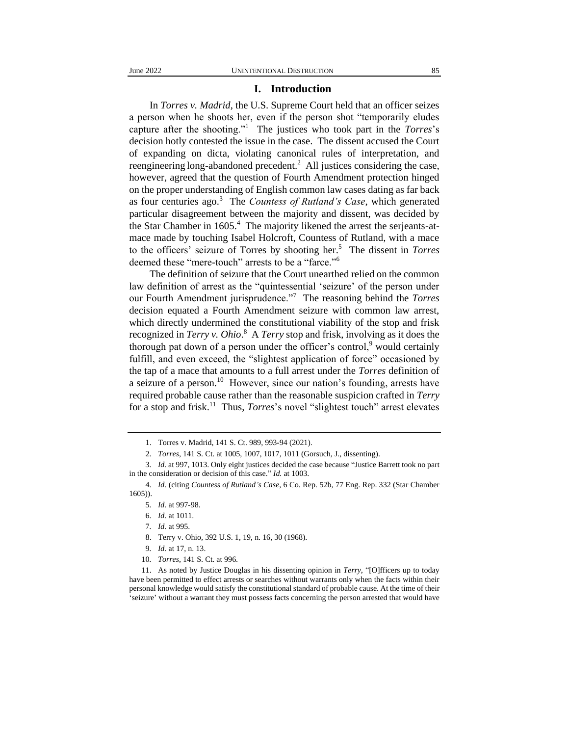## I. Introduction

In *Torres v. Madrid*, the U.S. Supreme Court held that an officer seizes a person when he shoots her, even if the person shot "temporarily eludes capture after the shooting."[1] The justices who took part in the *Torres*'s decision hotly contested the issue in the case. The dissent accused the Court of expanding on dicta, violating canonical rules of interpretation, and reengineering long-abandoned precedent.[2] All justices considering the case, however, agreed that the question of Fourth Amendment protection hinged on the proper understanding of English common law cases dating as far back as four centuries ago.[3] The *Countess of Rutland's Case*, which generated particular disagreement between the majority and dissent, was decided by the Star Chamber in 1605.[4] The majority likened the arrest the serjeants-at-mace made by touching Isabel Holcroft, Countess of Rutland, with a mace to the officers' seizure of Torres by shooting her.[5] The dissent in *Torres* deemed these "mere-touch" arrests to be a "farce."[6]

The definition of seizure that the Court unearthed relied on the common law definition of arrest as the "quintessential 'seizure' of the person under our Fourth Amendment jurisprudence."[7] The reasoning behind the *Torres* decision equated a Fourth Amendment seizure with common law arrest, which directly undermined the constitutional viability of the stop and frisk recognized in *Terry v. Ohio*.[8] A *Terry* stop and frisk, involving as it does the thorough pat down of a person under the officer's control,[9] would certainly fulfill, and even exceed, the "slightest application of force" occasioned by the tap of a mace that amounts to a full arrest under the *Torres* definition of a seizure of a person.[10] However, since our nation's founding, arrests have required probable cause rather than the reasonable suspicion crafted in *Terry* for a stop and frisk.[11] Thus, *Torres*'s novel "slightest touch" arrest elevates

---

1. Torres v. Madrid, 141 S. Ct. 989, 993-94 (2021).

2. *Torres*, 141 S. Ct. at 1005, 1007, 1017, 1011 (Gorsuch, J., dissenting).

3. *Id.* at 997, 1013. Only eight justices decided the case because "Justice Barrett took no part in the consideration or decision of this case." *Id.* at 1003.

4. *Id.* (citing *Countess of Rutland's Case*, 6 Co. Rep. 52b, 77 Eng. Rep. 332 (Star Chamber 1605)).

5. *Id.* at 997-98.

6. *Id.* at 1011.

7. *Id.* at 995.

8. Terry v. Ohio, 392 U.S. 1, 19, n. 16, 30 (1968).

9. *Id.* at 17, n. 13.

10. *Torres*, 141 S. Ct. at 996.

11. As noted by Justice Douglas in his dissenting opinion in *Terry*, "[O]fficers up to today have been permitted to effect arrests or searches without warrants only when the facts within their personal knowledge would satisfy the constitutional standard of probable cause. At the time of their 'seizure' without a warrant they must possess facts concerning the person arrested that would have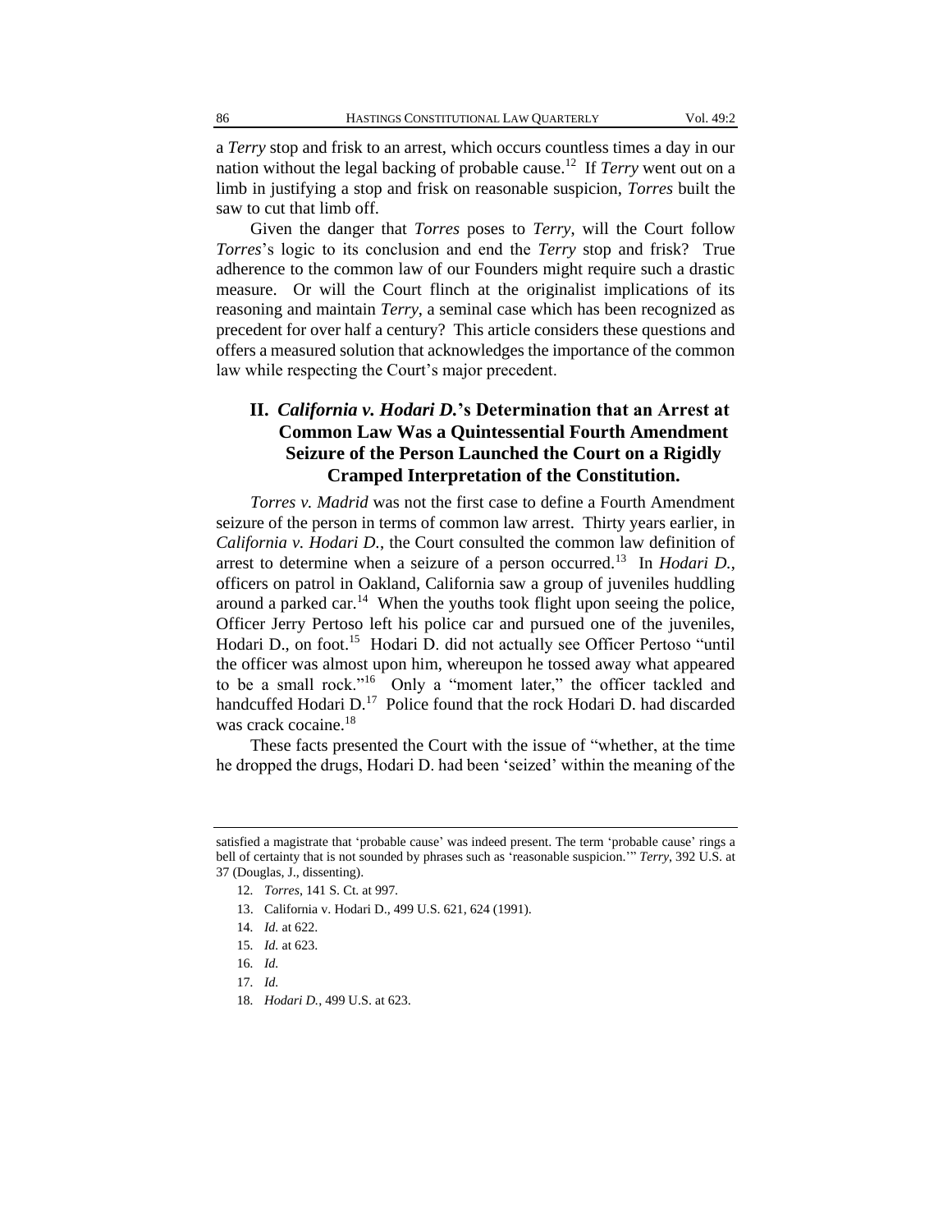a *Terry* stop and frisk to an arrest, which occurs countless times a day in our nation without the legal backing of probable cause.[12] If *Terry* went out on a limb in justifying a stop and frisk on reasonable suspicion, *Torres* built the saw to cut that limb off.

Given the danger that *Torres* poses to *Terry*, will the Court follow *Torres*'s logic to its conclusion and end the *Terry* stop and frisk? True adherence to the common law of our Founders might require such a drastic measure. Or will the Court flinch at the originalist implications of its reasoning and maintain *Terry*, a seminal case which has been recognized as precedent for over half a century? This article considers these questions and offers a measured solution that acknowledges the importance of the common law while respecting the Court's major precedent.

## II. *California v. Hodari D.*'s Determination that an Arrest at Common Law Was a Quintessential Fourth Amendment Seizure of the Person Launched the Court on a Rigidly Cramped Interpretation of the Constitution.

*Torres v. Madrid* was not the first case to define a Fourth Amendment seizure of the person in terms of common law arrest. Thirty years earlier, in *California v. Hodari D.*, the Court consulted the common law definition of arrest to determine when a seizure of a person occurred.[13] In *Hodari D.*, officers on patrol in Oakland, California saw a group of juveniles huddling around a parked car.[14] When the youths took flight upon seeing the police, Officer Jerry Pertoso left his police car and pursued one of the juveniles, Hodari D., on foot.[15] Hodari D. did not actually see Officer Pertoso "until the officer was almost upon him, whereupon he tossed away what appeared to be a small rock."[16] Only a "moment later," the officer tackled and handcuffed Hodari D.[17] Police found that the rock Hodari D. had discarded was crack cocaine.[18]

These facts presented the Court with the issue of "whether, at the time he dropped the drugs, Hodari D. had been 'seized' within the meaning of the

---

satisfied a magistrate that 'probable cause' was indeed present. The term 'probable cause' rings a bell of certainty that is not sounded by phrases such as 'reasonable suspicion.'" *Terry*, 392 U.S. at 37 (Douglas, J., dissenting).

12. *Torres*, 141 S. Ct. at 997.

13. California v. Hodari D., 499 U.S. 621, 624 (1991).

14. *Id.* at 622.

15. *Id.* at 623.

16. *Id.*

17. *Id.*

18. *Hodari D.*, 499 U.S. at 623.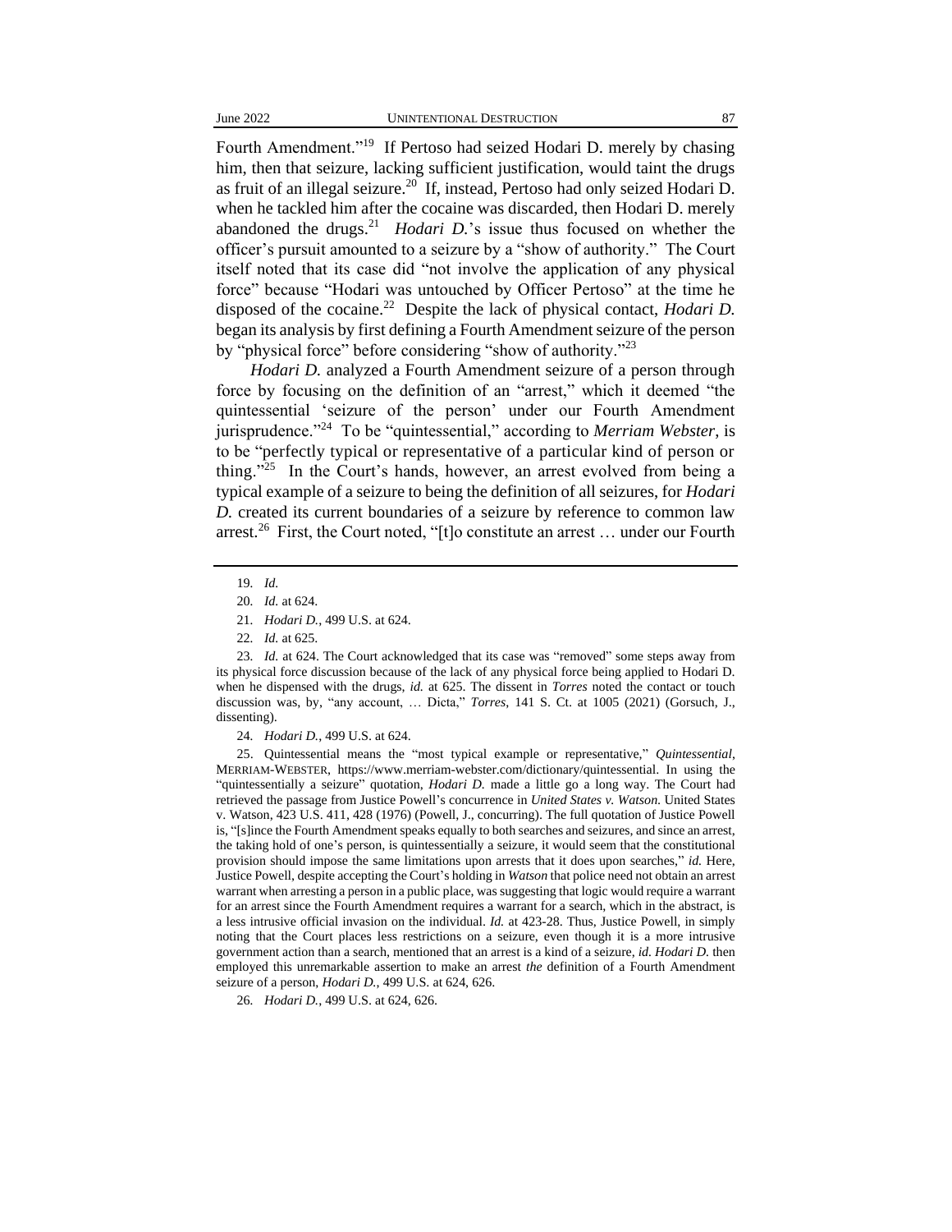Fourth Amendment."[19] If Pertoso had seized Hodari D. merely by chasing him, then that seizure, lacking sufficient justification, would taint the drugs as fruit of an illegal seizure.[20] If, instead, Pertoso had only seized Hodari D. when he tackled him after the cocaine was discarded, then Hodari D. merely abandoned the drugs.[21] *Hodari D.*'s issue thus focused on whether the officer's pursuit amounted to a seizure by a "show of authority." The Court itself noted that its case did "not involve the application of any physical force" because "Hodari was untouched by Officer Pertoso" at the time he disposed of the cocaine.[22] Despite the lack of physical contact, *Hodari D.* began its analysis by first defining a Fourth Amendment seizure of the person by "physical force" before considering "show of authority."[23]

*Hodari D.* analyzed a Fourth Amendment seizure of a person through force by focusing on the definition of an "arrest," which it deemed "the quintessential 'seizure of the person' under our Fourth Amendment jurisprudence."[24] To be "quintessential," according to *Merriam Webster*, is to be "perfectly typical or representative of a particular kind of person or thing."[25] In the Court's hands, however, an arrest evolved from being a typical example of a seizure to being the definition of all seizures, for *Hodari D.* created its current boundaries of a seizure by reference to common law arrest.[26] First, the Court noted, "[t]o constitute an arrest … under our Fourth

---

19. *Id.*

20. *Id.* at 624.

21. *Hodari D.*, 499 U.S. at 624.

22. *Id.* at 625.

23. *Id.* at 624. The Court acknowledged that its case was "removed" some steps away from its physical force discussion because of the lack of any physical force being applied to Hodari D. when he dispensed with the drugs, *id.* at 625. The dissent in *Torres* noted the contact or touch discussion was, by, "any account, … Dicta," *Torres*, 141 S. Ct. at 1005 (2021) (Gorsuch, J., dissenting).

24. *Hodari D.*, 499 U.S. at 624.

25. Quintessential means the "most typical example or representative," *Quintessential*, MERRIAM-WEBSTER, https://www.merriam-webster.com/dictionary/quintessential. In using the "quintessentially a seizure" quotation, *Hodari D.* made a little go a long way. The Court had retrieved the passage from Justice Powell's concurrence in *United States v. Watson.* United States v. Watson, 423 U.S. 411, 428 (1976) (Powell, J., concurring). The full quotation of Justice Powell is, "[s]ince the Fourth Amendment speaks equally to both searches and seizures, and since an arrest, the taking hold of one's person, is quintessentially a seizure, it would seem that the constitutional provision should impose the same limitations upon arrests that it does upon searches," *id.* Here, Justice Powell, despite accepting the Court's holding in *Watson* that police need not obtain an arrest warrant when arresting a person in a public place, was suggesting that logic would require a warrant for an arrest since the Fourth Amendment requires a warrant for a search, which in the abstract, is a less intrusive official invasion on the individual. *Id.* at 423-28. Thus, Justice Powell, in simply noting that the Court places less restrictions on a seizure, even though it is a more intrusive government action than a search, mentioned that an arrest is a kind of a seizure, *id. Hodari D.* then employed this unremarkable assertion to make an arrest *the* definition of a Fourth Amendment seizure of a person, *Hodari D.*, 499 U.S. at 624, 626.

26. *Hodari D.*, 499 U.S. at 624, 626.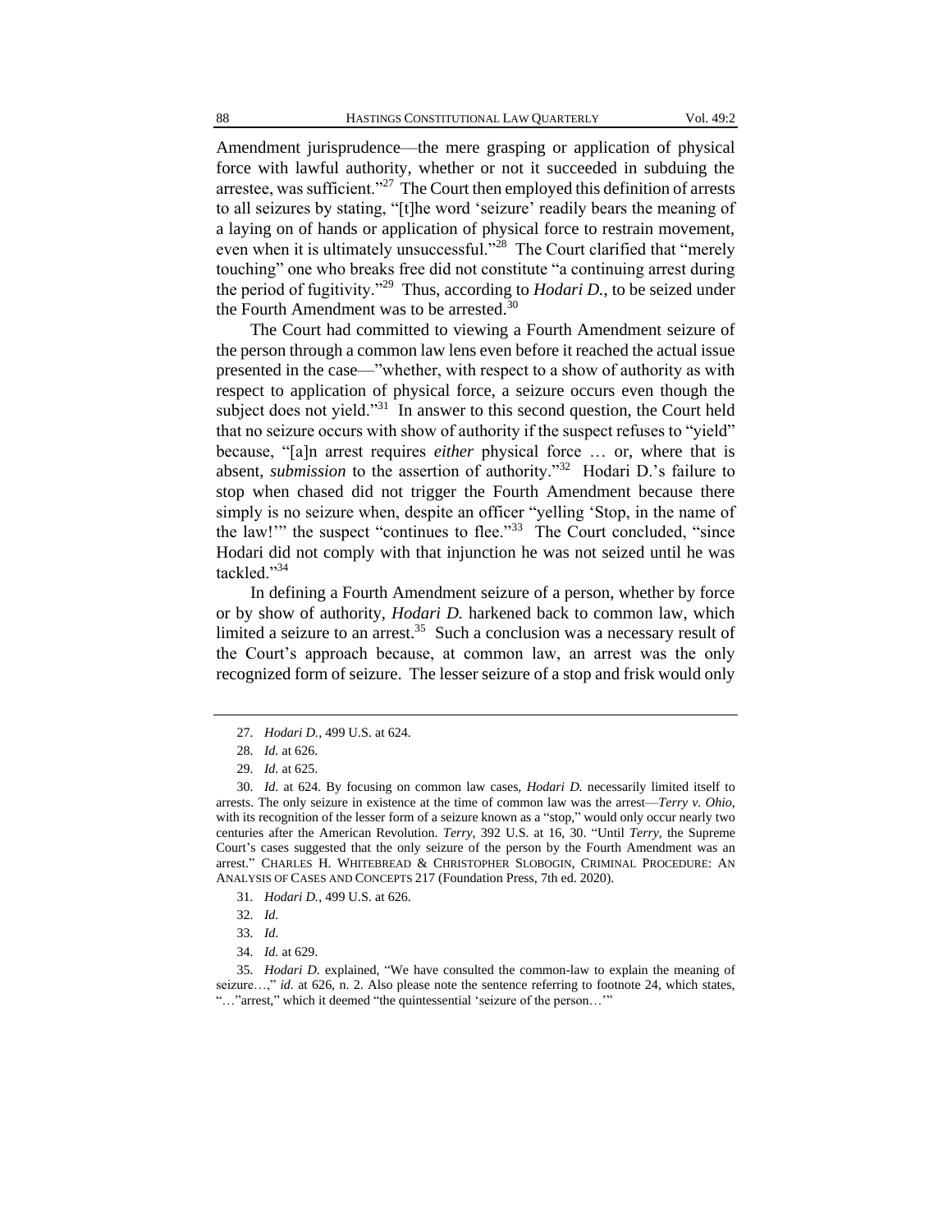Amendment jurisprudence—the mere grasping or application of physical force with lawful authority, whether or not it succeeded in subduing the arrestee, was sufficient."[27] The Court then employed this definition of arrests to all seizures by stating, "[t]he word 'seizure' readily bears the meaning of a laying on of hands or application of physical force to restrain movement, even when it is ultimately unsuccessful."[28] The Court clarified that "merely touching" one who breaks free did not constitute "a continuing arrest during the period of fugitivity."[29] Thus, according to *Hodari D.*, to be seized under the Fourth Amendment was to be arrested.[30]

The Court had committed to viewing a Fourth Amendment seizure of the person through a common law lens even before it reached the actual issue presented in the case—"whether, with respect to a show of authority as with respect to application of physical force, a seizure occurs even though the subject does not yield."[31] In answer to this second question, the Court held that no seizure occurs with show of authority if the suspect refuses to "yield" because, "[a]n arrest requires *either* physical force … or, where that is absent, *submission* to the assertion of authority."[32] Hodari D.'s failure to stop when chased did not trigger the Fourth Amendment because there simply is no seizure when, despite an officer "yelling 'Stop, in the name of the law!'" the suspect "continues to flee."[33] The Court concluded, "since Hodari did not comply with that injunction he was not seized until he was tackled."[34]

In defining a Fourth Amendment seizure of a person, whether by force or by show of authority, *Hodari D.* harkened back to common law, which limited a seizure to an arrest.[35] Such a conclusion was a necessary result of the Court's approach because, at common law, an arrest was the only recognized form of seizure. The lesser seizure of a stop and frisk would only

---

27. *Hodari D.*, 499 U.S. at 624.

28. *Id.* at 626.

29. *Id.* at 625.

30. *Id.* at 624. By focusing on common law cases, *Hodari D.* necessarily limited itself to arrests. The only seizure in existence at the time of common law was the arrest—*Terry v. Ohio*, with its recognition of the lesser form of a seizure known as a "stop," would only occur nearly two centuries after the American Revolution. *Terry*, 392 U.S. at 16, 30. "Until *Terry*, the Supreme Court's cases suggested that the only seizure of the person by the Fourth Amendment was an arrest." CHARLES H. WHITEBREAD & CHRISTOPHER SLOBOGIN, CRIMINAL PROCEDURE: AN ANALYSIS OF CASES AND CONCEPTS 217 (Foundation Press, 7th ed. 2020).

31. *Hodari D.*, 499 U.S. at 626.

32. *Id.*

33. *Id.*

34. *Id.* at 629.

35. *Hodari D.* explained, "We have consulted the common-law to explain the meaning of seizure…," *id.* at 626, n. 2. Also please note the sentence referring to footnote 24, which states, "…"arrest," which it deemed "the quintessential 'seizure of the person…'"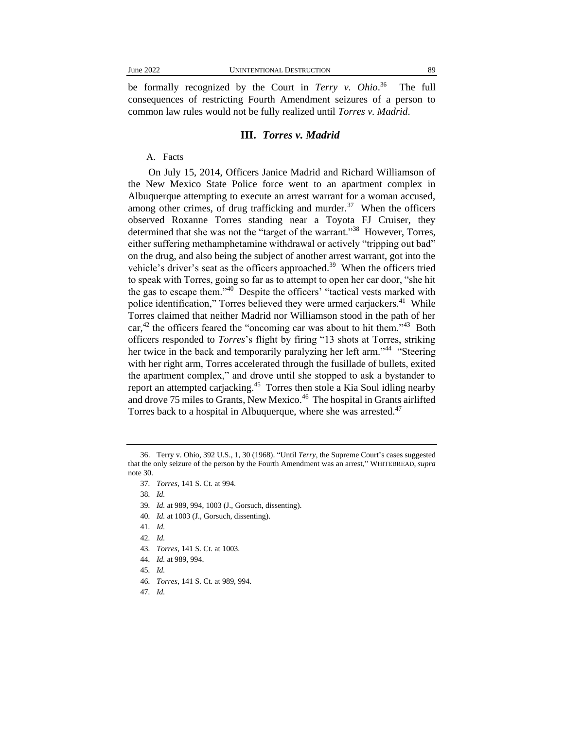be formally recognized by the Court in *Terry v. Ohio*.[36] The full consequences of restricting Fourth Amendment seizures of a person to common law rules would not be fully realized until *Torres v. Madrid*.

## III. *Torres v. Madrid*

### A. Facts

On July 15, 2014, Officers Janice Madrid and Richard Williamson of the New Mexico State Police force went to an apartment complex in Albuquerque attempting to execute an arrest warrant for a woman accused, among other crimes, of drug trafficking and murder.[37] When the officers observed Roxanne Torres standing near a Toyota FJ Cruiser, they determined that she was not the "target of the warrant."[38] However, Torres, either suffering methamphetamine withdrawal or actively "tripping out bad" on the drug, and also being the subject of another arrest warrant, got into the vehicle's driver's seat as the officers approached.[39] When the officers tried to speak with Torres, going so far as to attempt to open her car door, "she hit the gas to escape them."[40] Despite the officers' "tactical vests marked with police identification," Torres believed they were armed carjackers.[41] While Torres claimed that neither Madrid nor Williamson stood in the path of her car,[42] the officers feared the "oncoming car was about to hit them."[43] Both officers responded to *Torres*'s flight by firing "13 shots at Torres, striking her twice in the back and temporarily paralyzing her left arm."[44] "Steering with her right arm, Torres accelerated through the fusillade of bullets, exited the apartment complex," and drove until she stopped to ask a bystander to report an attempted carjacking.[45] Torres then stole a Kia Soul idling nearby and drove 75 miles to Grants, New Mexico.[46] The hospital in Grants airlifted Torres back to a hospital in Albuquerque, where she was arrested.[47]

---

36. Terry v. Ohio, 392 U.S., 1, 30 (1968). "Until *Terry*, the Supreme Court's cases suggested that the only seizure of the person by the Fourth Amendment was an arrest," WHITEBREAD, *supra* note 30.

37. *Torres*, 141 S. Ct. at 994.

38. *Id.*

39. *Id.* at 989, 994, 1003 (J., Gorsuch, dissenting).

40. *Id.* at 1003 (J., Gorsuch, dissenting).

41. *Id.*

42. *Id.*

43. *Torres*, 141 S. Ct. at 1003.

44. *Id.* at 989, 994.

45. *Id.*

46. *Torres*, 141 S. Ct. at 989, 994.

47. *Id.*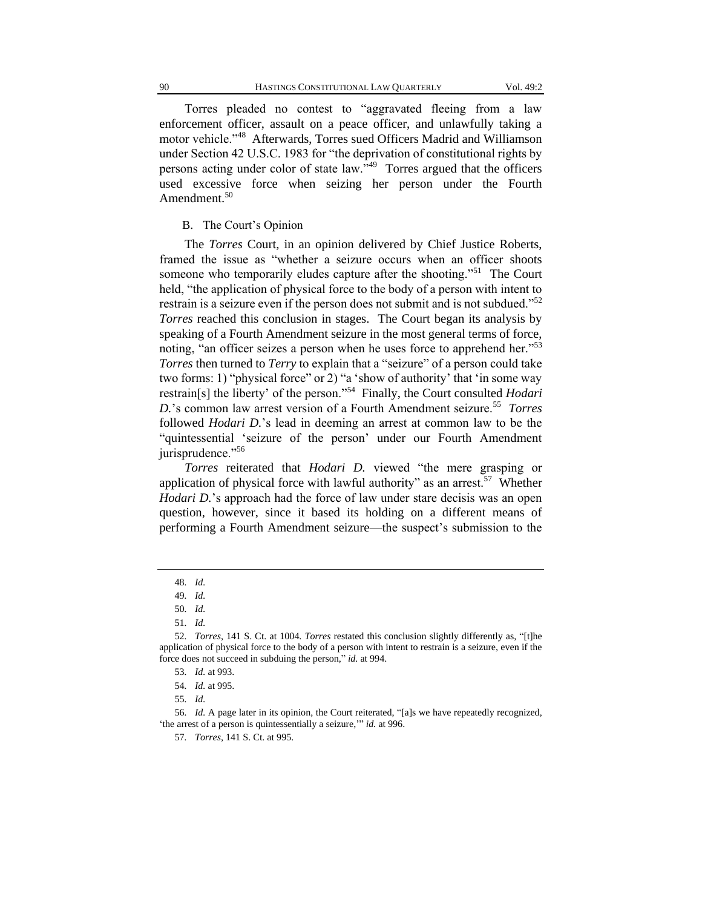Torres pleaded no contest to "aggravated fleeing from a law enforcement officer, assault on a peace officer, and unlawfully taking a motor vehicle."[48] Afterwards, Torres sued Officers Madrid and Williamson under Section 42 U.S.C. 1983 for "the deprivation of constitutional rights by persons acting under color of state law."[49] Torres argued that the officers used excessive force when seizing her person under the Fourth Amendment.[50]

### B. The Court's Opinion

The *Torres* Court, in an opinion delivered by Chief Justice Roberts, framed the issue as "whether a seizure occurs when an officer shoots someone who temporarily eludes capture after the shooting."[51] The Court held, "the application of physical force to the body of a person with intent to restrain is a seizure even if the person does not submit and is not subdued."[52] *Torres* reached this conclusion in stages. The Court began its analysis by speaking of a Fourth Amendment seizure in the most general terms of force, noting, "an officer seizes a person when he uses force to apprehend her."[53] *Torres* then turned to *Terry* to explain that a "seizure" of a person could take two forms: 1) "physical force" or 2) "a 'show of authority' that 'in some way restrain[s] the liberty' of the person."[54] Finally, the Court consulted *Hodari D.*'s common law arrest version of a Fourth Amendment seizure.[55] *Torres* followed *Hodari D.*'s lead in deeming an arrest at common law to be the "quintessential 'seizure of the person' under our Fourth Amendment jurisprudence."[56]

*Torres* reiterated that *Hodari D.* viewed "the mere grasping or application of physical force with lawful authority" as an arrest.[57] Whether *Hodari D.*'s approach had the force of law under stare decisis was an open question, however, since it based its holding on a different means of performing a Fourth Amendment seizure—the suspect's submission to the

---

48. *Id.*

49. *Id.*

50. *Id.*

51. *Id.*

52. *Torres*, 141 S. Ct. at 1004. *Torres* restated this conclusion slightly differently as, "[t]he application of physical force to the body of a person with intent to restrain is a seizure, even if the force does not succeed in subduing the person," *id.* at 994.

53. *Id.* at 993.

54. *Id.* at 995.

55. *Id.*

56. *Id.* A page later in its opinion, the Court reiterated, "[a]s we have repeatedly recognized, 'the arrest of a person is quintessentially a seizure,'" *id.* at 996.

57. *Torres*, 141 S. Ct. at 995.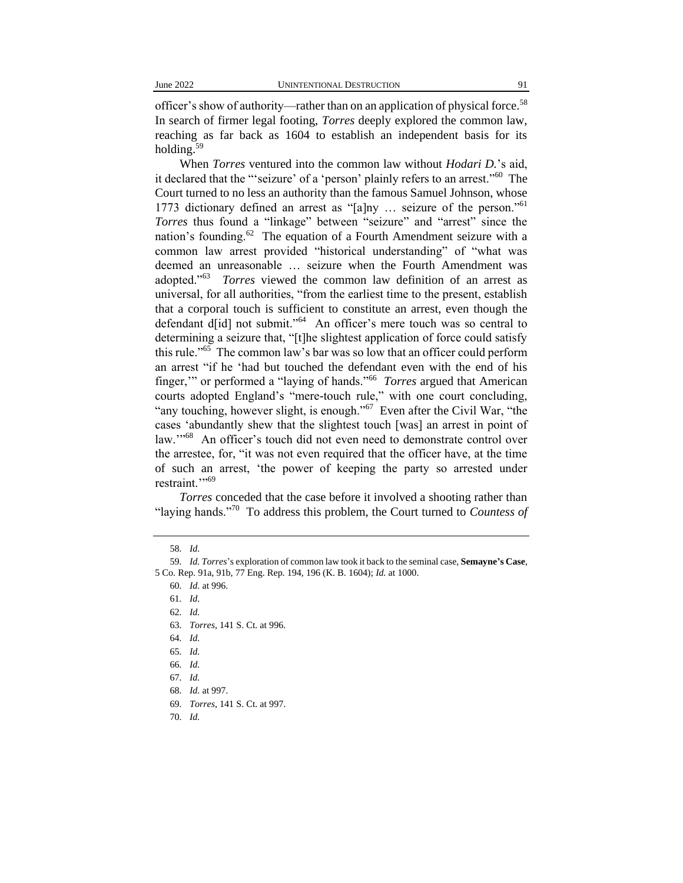officer's show of authority—rather than on an application of physical force.[58] In search of firmer legal footing, *Torres* deeply explored the common law, reaching as far back as 1604 to establish an independent basis for its holding.[59]

When *Torres* ventured into the common law without *Hodari D.*'s aid, it declared that the "'seizure' of a 'person' plainly refers to an arrest."[60] The Court turned to no less an authority than the famous Samuel Johnson, whose 1773 dictionary defined an arrest as "[a]ny … seizure of the person."[61] *Torres* thus found a "linkage" between "seizure" and "arrest" since the nation's founding.[62] The equation of a Fourth Amendment seizure with a common law arrest provided "historical understanding" of "what was deemed an unreasonable … seizure when the Fourth Amendment was adopted."[63] *Torres* viewed the common law definition of an arrest as universal, for all authorities, "from the earliest time to the present, establish that a corporal touch is sufficient to constitute an arrest, even though the defendant d[id] not submit."[64] An officer's mere touch was so central to determining a seizure that, "[t]he slightest application of force could satisfy this rule."[65] The common law's bar was so low that an officer could perform an arrest "if he 'had but touched the defendant even with the end of his finger,'" or performed a "laying of hands."[66] *Torres* argued that American courts adopted England's "mere-touch rule," with one court concluding, "any touching, however slight, is enough."[67] Even after the Civil War, "the cases 'abundantly shew that the slightest touch [was] an arrest in point of law.'"[68] An officer's touch did not even need to demonstrate control over the arrestee, for, "it was not even required that the officer have, at the time of such an arrest, 'the power of keeping the party so arrested under restraint.'"[69]

*Torres* conceded that the case before it involved a shooting rather than "laying hands."[70] To address this problem, the Court turned to *Countess of*

58. *Id.*

59. *Id. Torres*'s exploration of common law took it back to the seminal case, **Semayne's Case**, 5 Co. Rep. 91a, 91b, 77 Eng. Rep. 194, 196 (K. B. 1604); *Id.* at 1000.

60. *Id.* at 996.

61. *Id.*

62. *Id.*

63. *Torres*, 141 S. Ct. at 996.

64. *Id.*

65. *Id.*

66. *Id.*

67. *Id.*

68. *Id.* at 997.

69. *Torres*, 141 S. Ct. at 997.

70. *Id.*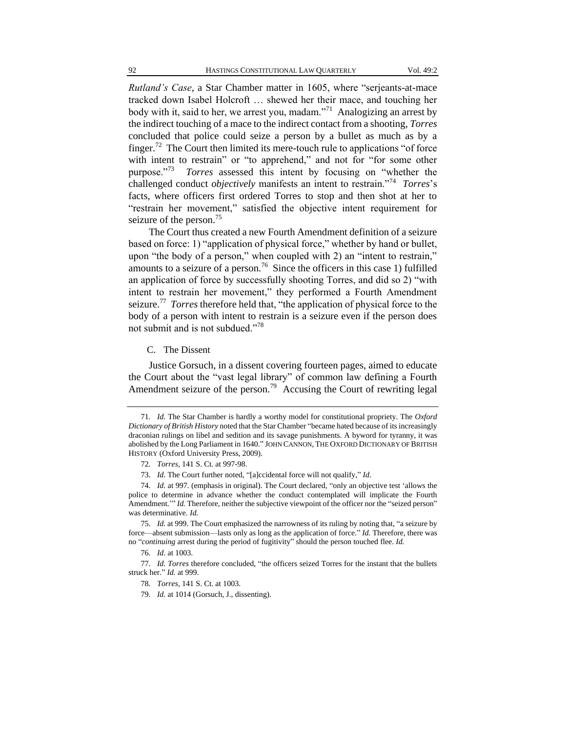*Rutland's Case*, a Star Chamber matter in 1605, where "serjeants-at-mace tracked down Isabel Holcroft … shewed her their mace, and touching her body with it, said to her, we arrest you, madam."[71] Analogizing an arrest by the indirect touching of a mace to the indirect contact from a shooting, *Torres* concluded that police could seize a person by a bullet as much as by a finger.[72] The Court then limited its mere-touch rule to applications "of force with intent to restrain" or "to apprehend," and not for "for some other purpose."[73] *Torres* assessed this intent by focusing on "whether the challenged conduct *objectively* manifests an intent to restrain."[74] *Torres*'s facts, where officers first ordered Torres to stop and then shot at her to "restrain her movement," satisfied the objective intent requirement for seizure of the person.[75]

The Court thus created a new Fourth Amendment definition of a seizure based on force: 1) "application of physical force," whether by hand or bullet, upon "the body of a person," when coupled with 2) an "intent to restrain," amounts to a seizure of a person.[76] Since the officers in this case 1) fulfilled an application of force by successfully shooting Torres, and did so 2) "with intent to restrain her movement," they performed a Fourth Amendment seizure.[77] *Torres* therefore held that, "the application of physical force to the body of a person with intent to restrain is a seizure even if the person does not submit and is not subdued."[78]

### C. The Dissent

Justice Gorsuch, in a dissent covering fourteen pages, aimed to educate the Court about the "vast legal library" of common law defining a Fourth Amendment seizure of the person.[79] Accusing the Court of rewriting legal

---

71. *Id.* The Star Chamber is hardly a worthy model for constitutional propriety. The *Oxford Dictionary of British History* noted that the Star Chamber "became hated because of its increasingly draconian rulings on libel and sedition and its savage punishments. A byword for tyranny, it was abolished by the Long Parliament in 1640." JOHN CANNON, THE OXFORD DICTIONARY OF BRITISH HISTORY (Oxford University Press, 2009).

72. *Torres*, 141 S. Ct. at 997-98.

73. *Id.* The Court further noted, "[a]ccidental force will not qualify," *Id.*

74. *Id.* at 997. (emphasis in original). The Court declared, "only an objective test 'allows the police to determine in advance whether the conduct contemplated will implicate the Fourth Amendment.'" *Id.* Therefore, neither the subjective viewpoint of the officer nor the "seized person" was determinative. *Id.*

75. *Id.* at 999. The Court emphasized the narrowness of its ruling by noting that, "a seizure by force—absent submission—lasts only as long as the application of force." *Id.* Therefore, there was no "*continuing* arrest during the period of fugitivity" should the person touched flee. *Id.*

76. *Id.* at 1003.

77. *Id. Torres* therefore concluded, "the officers seized Torres for the instant that the bullets struck her." *Id.* at 999.

78. *Torres*, 141 S. Ct. at 1003.

79. *Id.* at 1014 (Gorsuch, J., dissenting).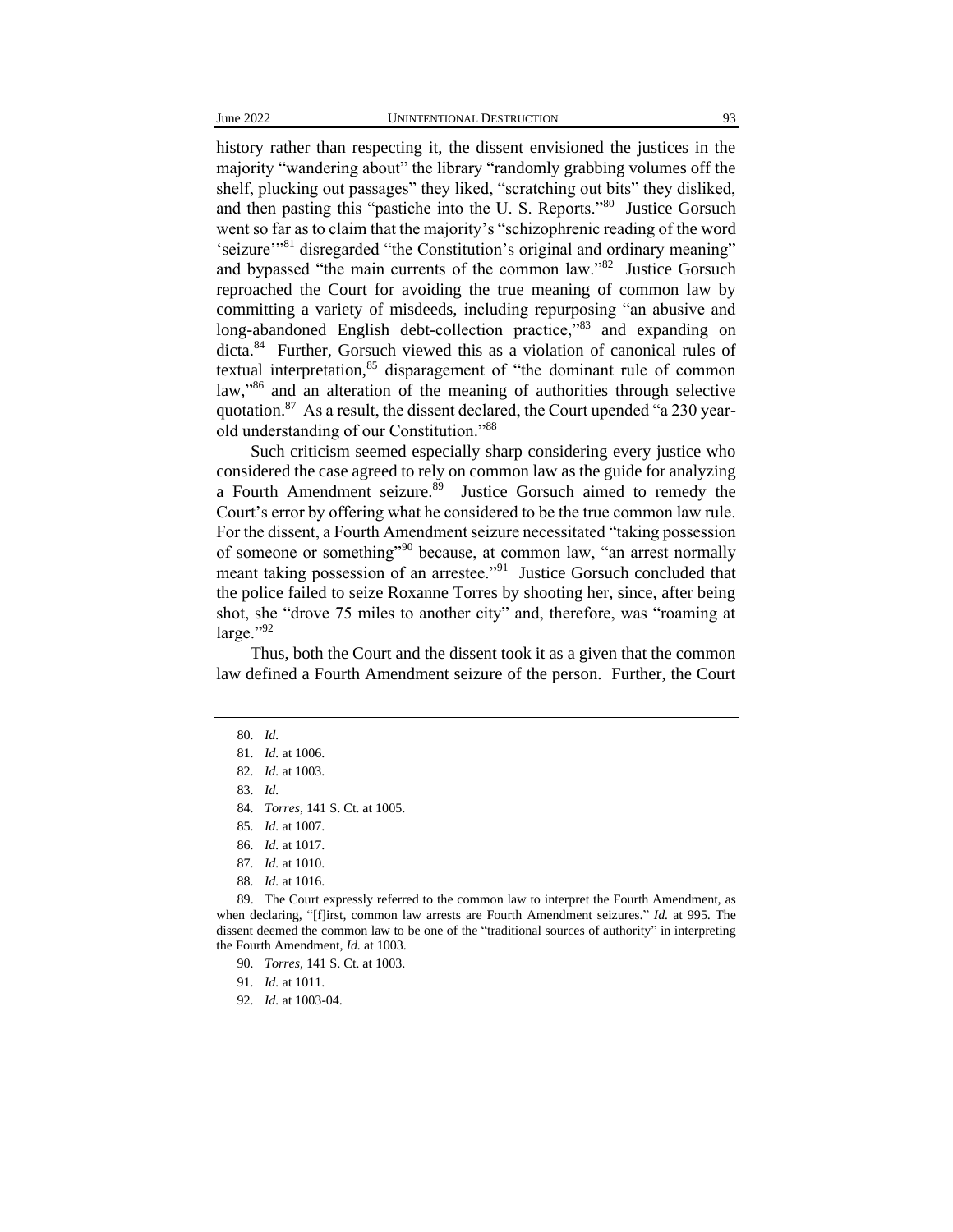history rather than respecting it, the dissent envisioned the justices in the majority "wandering about" the library "randomly grabbing volumes off the shelf, plucking out passages" they liked, "scratching out bits" they disliked, and then pasting this "pastiche into the U. S. Reports."[80] Justice Gorsuch went so far as to claim that the majority's "schizophrenic reading of the word 'seizure'"[81] disregarded "the Constitution's original and ordinary meaning" and bypassed "the main currents of the common law."[82] Justice Gorsuch reproached the Court for avoiding the true meaning of common law by committing a variety of misdeeds, including repurposing "an abusive and long-abandoned English debt-collection practice,"[83] and expanding on dicta.[84] Further, Gorsuch viewed this as a violation of canonical rules of textual interpretation,[85] disparagement of "the dominant rule of common law,"[86] and an alteration of the meaning of authorities through selective quotation.[87] As a result, the dissent declared, the Court upended "a 230 year-old understanding of our Constitution."[88]

Such criticism seemed especially sharp considering every justice who considered the case agreed to rely on common law as the guide for analyzing a Fourth Amendment seizure.[89] Justice Gorsuch aimed to remedy the Court's error by offering what he considered to be the true common law rule. For the dissent, a Fourth Amendment seizure necessitated "taking possession of someone or something"[90] because, at common law, "an arrest normally meant taking possession of an arrestee."[91] Justice Gorsuch concluded that the police failed to seize Roxanne Torres by shooting her, since, after being shot, she "drove 75 miles to another city" and, therefore, was "roaming at large."[92]

Thus, both the Court and the dissent took it as a given that the common law defined a Fourth Amendment seizure of the person. Further, the Court

---

80. *Id.*

81. *Id.* at 1006.

82. *Id.* at 1003.

83. *Id.*

84. *Torres*, 141 S. Ct. at 1005.

85. *Id.* at 1007.

86. *Id.* at 1017.

87. *Id.* at 1010.

88. *Id.* at 1016.

89. The Court expressly referred to the common law to interpret the Fourth Amendment, as when declaring, "[f]irst, common law arrests are Fourth Amendment seizures." *Id.* at 995. The dissent deemed the common law to be one of the "traditional sources of authority" in interpreting the Fourth Amendment, *Id.* at 1003.

90. *Torres*, 141 S. Ct. at 1003.

91. *Id.* at 1011.

92. *Id.* at 1003-04.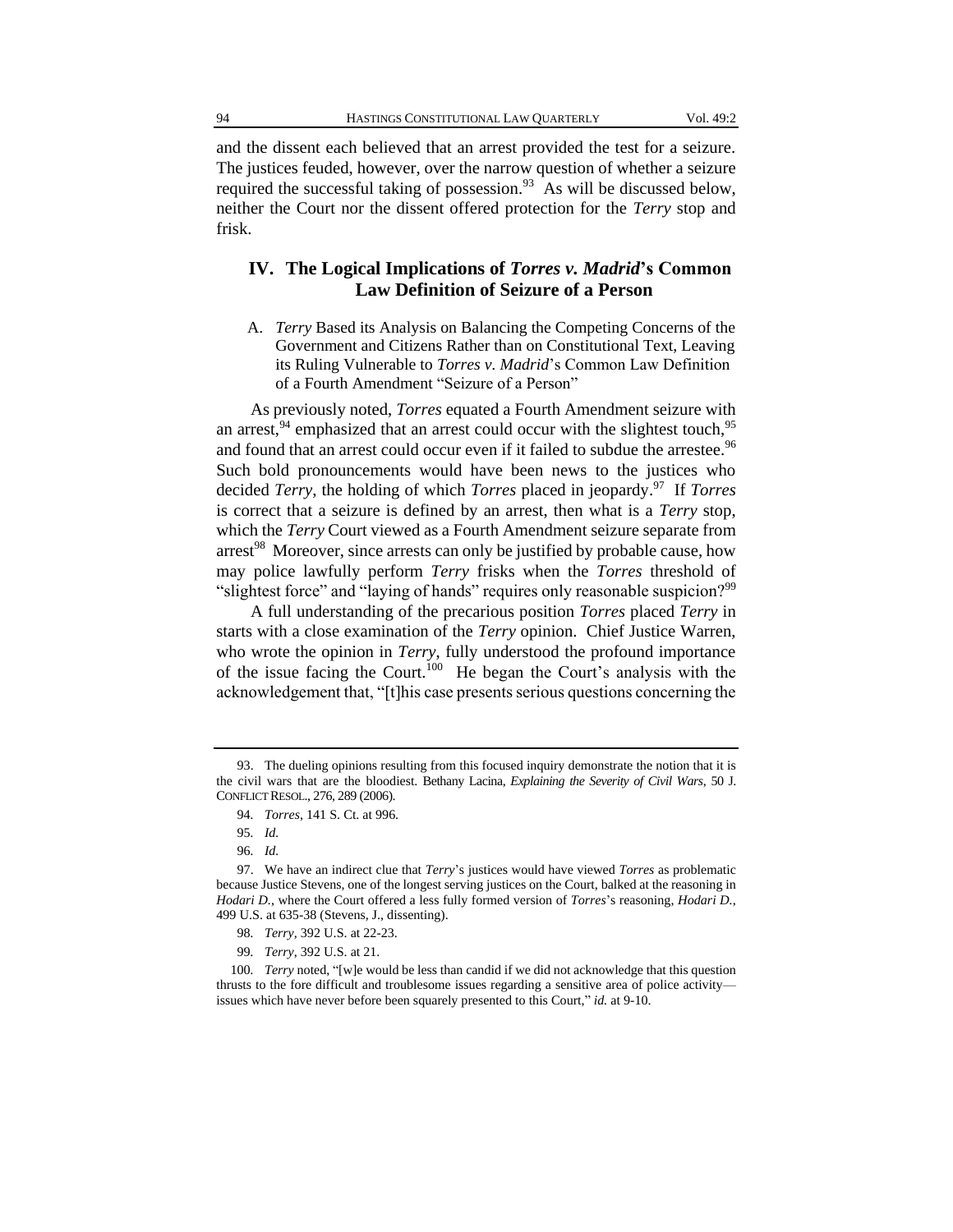and the dissent each believed that an arrest provided the test for a seizure. The justices feuded, however, over the narrow question of whether a seizure required the successful taking of possession.[93] As will be discussed below, neither the Court nor the dissent offered protection for the *Terry* stop and frisk.

## IV. The Logical Implications of *Torres v. Madrid*'s Common Law Definition of Seizure of a Person

### A. *Terry* Based its Analysis on Balancing the Competing Concerns of the Government and Citizens Rather than on Constitutional Text, Leaving its Ruling Vulnerable to *Torres v. Madrid*'s Common Law Definition of a Fourth Amendment "Seizure of a Person"

As previously noted, *Torres* equated a Fourth Amendment seizure with an arrest,[94] emphasized that an arrest could occur with the slightest touch,[95] and found that an arrest could occur even if it failed to subdue the arrestee.[96] Such bold pronouncements would have been news to the justices who decided *Terry*, the holding of which *Torres* placed in jeopardy.[97] If *Torres* is correct that a seizure is defined by an arrest, then what is a *Terry* stop, which the *Terry* Court viewed as a Fourth Amendment seizure separate from arrest[98] Moreover, since arrests can only be justified by probable cause, how may police lawfully perform *Terry* frisks when the *Torres* threshold of "slightest force" and "laying of hands" requires only reasonable suspicion?[99]

A full understanding of the precarious position *Torres* placed *Terry* in starts with a close examination of the *Terry* opinion. Chief Justice Warren, who wrote the opinion in *Terry*, fully understood the profound importance of the issue facing the Court.[100] He began the Court's analysis with the acknowledgement that, "[t]his case presents serious questions concerning the

---

93. The dueling opinions resulting from this focused inquiry demonstrate the notion that it is the civil wars that are the bloodiest. Bethany Lacina, *Explaining the Severity of Civil Wars*, 50 J. CONFLICT RESOL., 276, 289 (2006).

94. *Torres*, 141 S. Ct. at 996.

95. *Id.*

96. *Id.*

97. We have an indirect clue that *Terry*'s justices would have viewed *Torres* as problematic because Justice Stevens, one of the longest serving justices on the Court, balked at the reasoning in *Hodari D.*, where the Court offered a less fully formed version of *Torres*'s reasoning, *Hodari D.*, 499 U.S. at 635-38 (Stevens, J., dissenting).

98. *Terry*, 392 U.S. at 22-23.

99. *Terry*, 392 U.S. at 21.

100. *Terry* noted, "[w]e would be less than candid if we did not acknowledge that this question thrusts to the fore difficult and troublesome issues regarding a sensitive area of police activity—issues which have never before been squarely presented to this Court," *id.* at 9-10.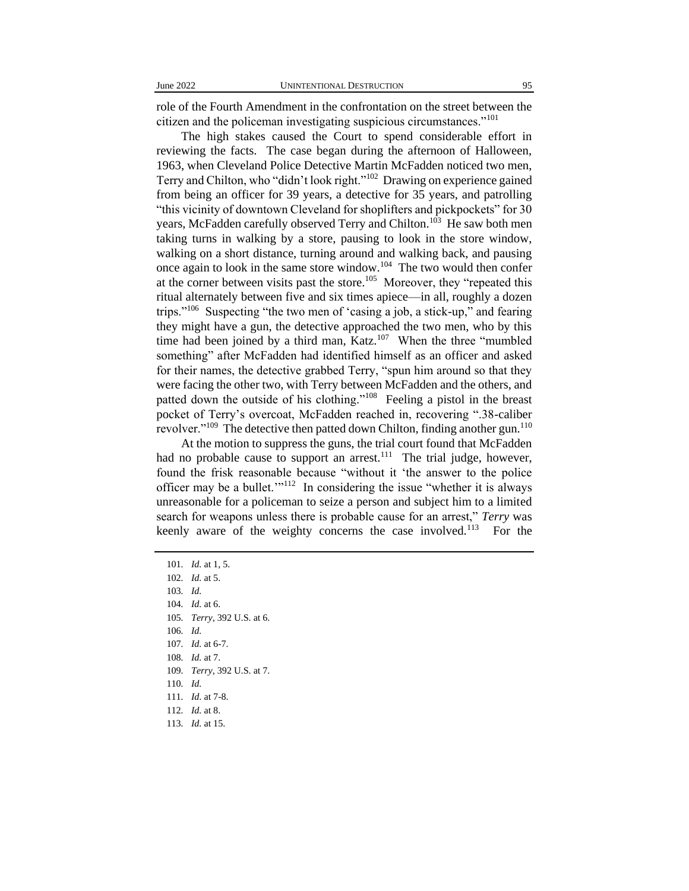role of the Fourth Amendment in the confrontation on the street between the citizen and the policeman investigating suspicious circumstances."[101]

The high stakes caused the Court to spend considerable effort in reviewing the facts. The case began during the afternoon of Halloween, 1963, when Cleveland Police Detective Martin McFadden noticed two men, Terry and Chilton, who "didn't look right."[102] Drawing on experience gained from being an officer for 39 years, a detective for 35 years, and patrolling "this vicinity of downtown Cleveland for shoplifters and pickpockets" for 30 years, McFadden carefully observed Terry and Chilton.[103] He saw both men taking turns in walking by a store, pausing to look in the store window, walking on a short distance, turning around and walking back, and pausing once again to look in the same store window.[104] The two would then confer at the corner between visits past the store.[105] Moreover, they "repeated this ritual alternately between five and six times apiece—in all, roughly a dozen trips."[106] Suspecting "the two men of 'casing a job, a stick-up," and fearing they might have a gun, the detective approached the two men, who by this time had been joined by a third man, Katz.[107] When the three "mumbled something" after McFadden had identified himself as an officer and asked for their names, the detective grabbed Terry, "spun him around so that they were facing the other two, with Terry between McFadden and the others, and patted down the outside of his clothing."[108] Feeling a pistol in the breast pocket of Terry's overcoat, McFadden reached in, recovering ".38-caliber revolver."[109] The detective then patted down Chilton, finding another gun.[110]

At the motion to suppress the guns, the trial court found that McFadden had no probable cause to support an arrest.[111] The trial judge, however, found the frisk reasonable because "without it 'the answer to the police officer may be a bullet.'"[112] In considering the issue "whether it is always unreasonable for a policeman to seize a person and subject him to a limited search for weapons unless there is probable cause for an arrest," *Terry* was keenly aware of the weighty concerns the case involved.[113] For the

---

101. *Id.* at 1, 5.
102. *Id.* at 5.
103. *Id.*
104. *Id.* at 6.
105. *Terry*, 392 U.S. at 6.
106. *Id.*
107. *Id.* at 6-7.
108. *Id.* at 7.
109. *Terry*, 392 U.S. at 7.
110. *Id.*
111. *Id.* at 7-8.
112. *Id.* at 8.
113. *Id.* at 15.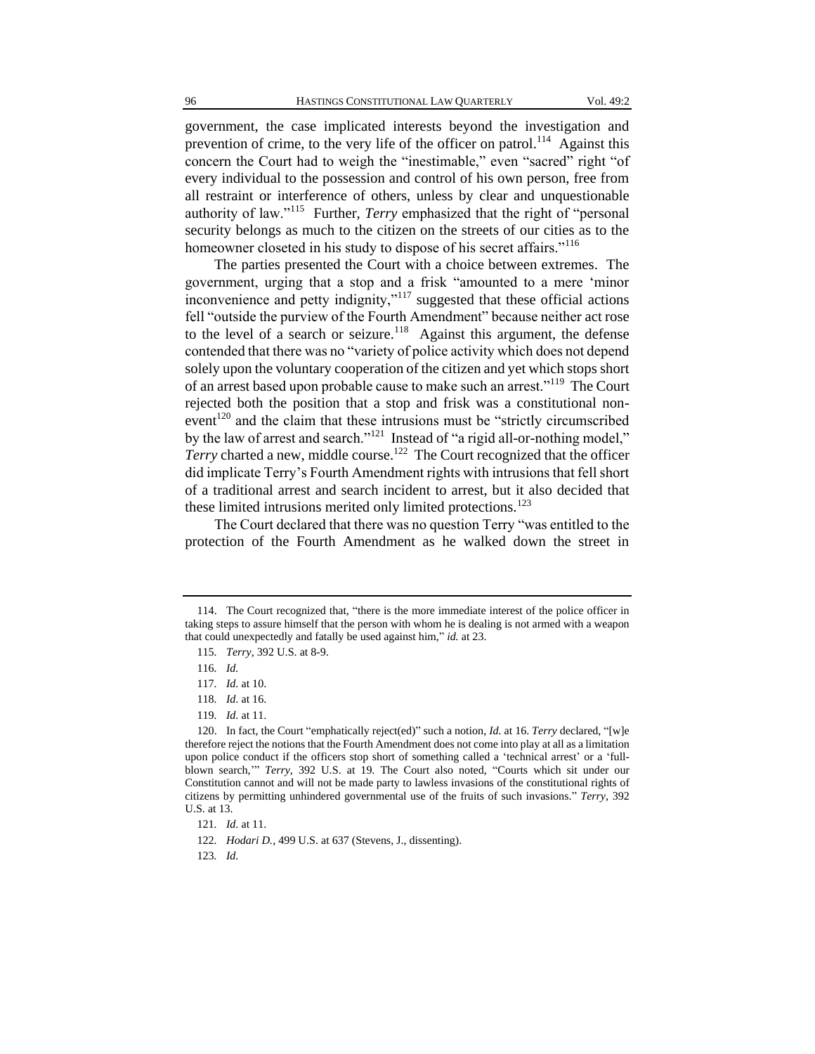government, the case implicated interests beyond the investigation and prevention of crime, to the very life of the officer on patrol.[114] Against this concern the Court had to weigh the "inestimable," even "sacred" right "of every individual to the possession and control of his own person, free from all restraint or interference of others, unless by clear and unquestionable authority of law."[115] Further, *Terry* emphasized that the right of "personal security belongs as much to the citizen on the streets of our cities as to the homeowner closeted in his study to dispose of his secret affairs."[116]

The parties presented the Court with a choice between extremes. The government, urging that a stop and a frisk "amounted to a mere 'minor inconvenience and petty indignity,'"[117] suggested that these official actions fell "outside the purview of the Fourth Amendment" because neither act rose to the level of a search or seizure.[118] Against this argument, the defense contended that there was no "variety of police activity which does not depend solely upon the voluntary cooperation of the citizen and yet which stops short of an arrest based upon probable cause to make such an arrest."[119] The Court rejected both the position that a stop and frisk was a constitutional non-event[120] and the claim that these intrusions must be "strictly circumscribed by the law of arrest and search."[121] Instead of "a rigid all-or-nothing model," *Terry* charted a new, middle course.[122] The Court recognized that the officer did implicate Terry's Fourth Amendment rights with intrusions that fell short of a traditional arrest and search incident to arrest, but it also decided that these limited intrusions merited only limited protections.[123]

The Court declared that there was no question Terry "was entitled to the protection of the Fourth Amendment as he walked down the street in

---

114. The Court recognized that, "there is the more immediate interest of the police officer in taking steps to assure himself that the person with whom he is dealing is not armed with a weapon that could unexpectedly and fatally be used against him," *id.* at 23.

115. *Terry*, 392 U.S. at 8-9.

116. *Id.*

117. *Id.* at 10.

118. *Id.* at 16.

119. *Id.* at 11.

120. In fact, the Court "emphatically reject(ed)" such a notion, *Id.* at 16. *Terry* declared, "[w]e therefore reject the notions that the Fourth Amendment does not come into play at all as a limitation upon police conduct if the officers stop short of something called a 'technical arrest' or a 'full-blown search,'" *Terry*, 392 U.S. at 19. The Court also noted, "Courts which sit under our Constitution cannot and will not be made party to lawless invasions of the constitutional rights of citizens by permitting unhindered governmental use of the fruits of such invasions." *Terry*, 392 U.S. at 13.

121. *Id.* at 11.

122. *Hodari D.*, 499 U.S. at 637 (Stevens, J., dissenting).

123. *Id.*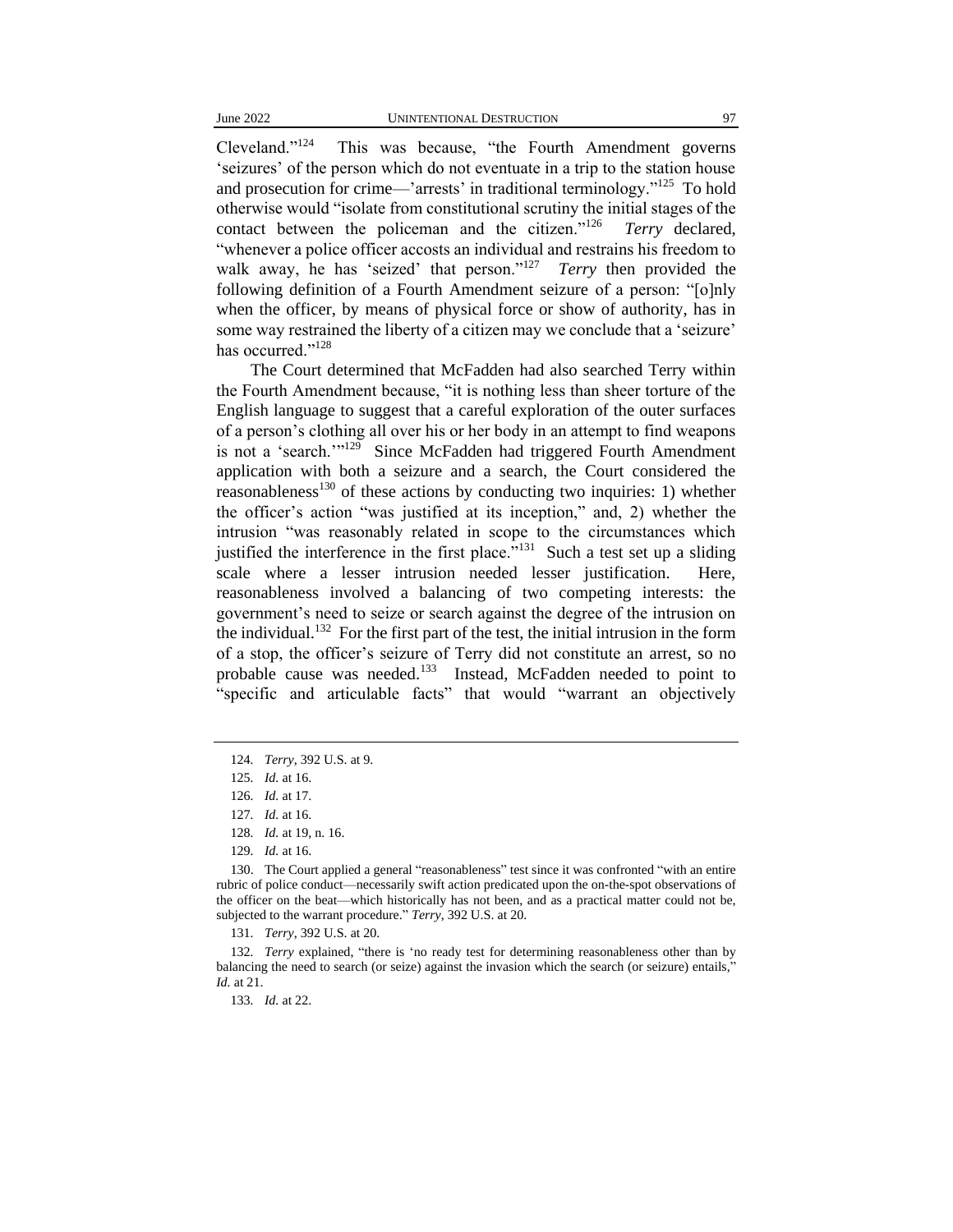Cleveland."[124] This was because, "the Fourth Amendment governs 'seizures' of the person which do not eventuate in a trip to the station house and prosecution for crime—'arrests' in traditional terminology."[125] To hold otherwise would "isolate from constitutional scrutiny the initial stages of the contact between the policeman and the citizen."[126] *Terry* declared, "whenever a police officer accosts an individual and restrains his freedom to walk away, he has 'seized' that person."[127] *Terry* then provided the following definition of a Fourth Amendment seizure of a person: "[o]nly when the officer, by means of physical force or show of authority, has in some way restrained the liberty of a citizen may we conclude that a 'seizure' has occurred."[128]

The Court determined that McFadden had also searched Terry within the Fourth Amendment because, "it is nothing less than sheer torture of the English language to suggest that a careful exploration of the outer surfaces of a person's clothing all over his or her body in an attempt to find weapons is not a 'search.'"[129] Since McFadden had triggered Fourth Amendment application with both a seizure and a search, the Court considered the reasonableness[130] of these actions by conducting two inquiries: 1) whether the officer's action "was justified at its inception," and, 2) whether the intrusion "was reasonably related in scope to the circumstances which justified the interference in the first place."[131] Such a test set up a sliding scale where a lesser intrusion needed lesser justification. Here, reasonableness involved a balancing of two competing interests: the government's need to seize or search against the degree of the intrusion on the individual.[132] For the first part of the test, the initial intrusion in the form of a stop, the officer's seizure of Terry did not constitute an arrest, so no probable cause was needed.[133] Instead, McFadden needed to point to "specific and articulable facts" that would "warrant an objectively

---

124. *Terry*, 392 U.S. at 9.

125. *Id.* at 16.

126. *Id.* at 17.

127. *Id.* at 16.

128. *Id.* at 19, n. 16.

129. *Id.* at 16.

130. The Court applied a general "reasonableness" test since it was confronted "with an entire rubric of police conduct—necessarily swift action predicated upon the on-the-spot observations of the officer on the beat—which historically has not been, and as a practical matter could not be, subjected to the warrant procedure." *Terry*, 392 U.S. at 20.

131. *Terry*, 392 U.S. at 20.

132. *Terry* explained, "there is 'no ready test for determining reasonableness other than by balancing the need to search (or seize) against the invasion which the search (or seizure) entails," *Id.* at 21.

133. *Id.* at 22.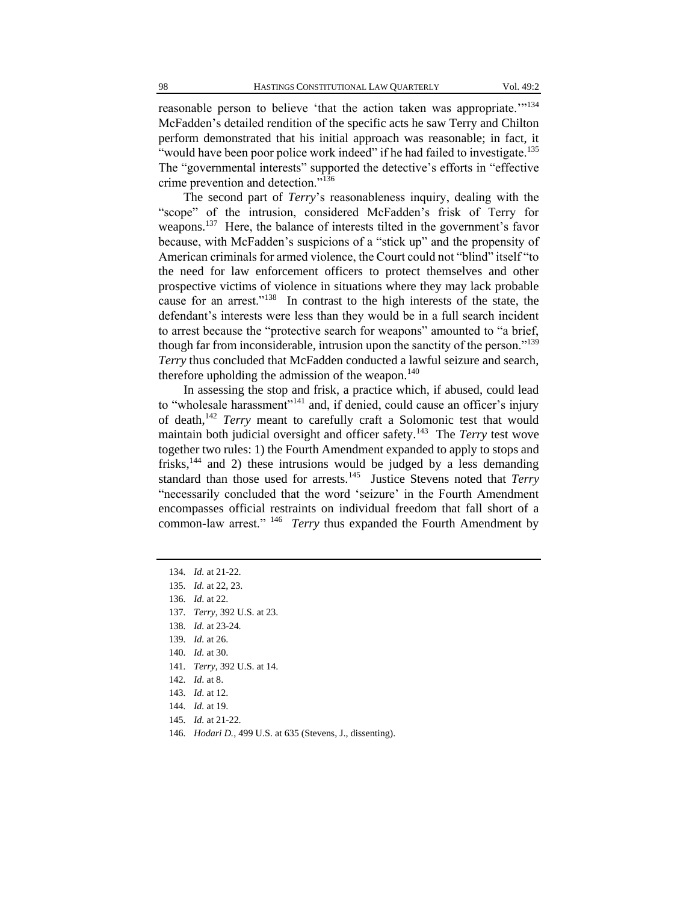reasonable person to believe 'that the action taken was appropriate.'"[134] McFadden's detailed rendition of the specific acts he saw Terry and Chilton perform demonstrated that his initial approach was reasonable; in fact, it "would have been poor police work indeed" if he had failed to investigate.[135] The "governmental interests" supported the detective's efforts in "effective crime prevention and detection."[136]

The second part of *Terry*'s reasonableness inquiry, dealing with the "scope" of the intrusion, considered McFadden's frisk of Terry for weapons.[137] Here, the balance of interests tilted in the government's favor because, with McFadden's suspicions of a "stick up" and the propensity of American criminals for armed violence, the Court could not "blind" itself "to the need for law enforcement officers to protect themselves and other prospective victims of violence in situations where they may lack probable cause for an arrest."[138] In contrast to the high interests of the state, the defendant's interests were less than they would be in a full search incident to arrest because the "protective search for weapons" amounted to "a brief, though far from inconsiderable, intrusion upon the sanctity of the person."[139] *Terry* thus concluded that McFadden conducted a lawful seizure and search, therefore upholding the admission of the weapon.[140]

In assessing the stop and frisk, a practice which, if abused, could lead to "wholesale harassment"[141] and, if denied, could cause an officer's injury of death,[142] *Terry* meant to carefully craft a Solomonic test that would maintain both judicial oversight and officer safety.[143] The *Terry* test wove together two rules: 1) the Fourth Amendment expanded to apply to stops and frisks,[144] and 2) these intrusions would be judged by a less demanding standard than those used for arrests.[145] Justice Stevens noted that *Terry* "necessarily concluded that the word 'seizure' in the Fourth Amendment encompasses official restraints on individual freedom that fall short of a common-law arrest."[146] *Terry* thus expanded the Fourth Amendment by

---

134. *Id.* at 21-22.
135. *Id.* at 22, 23.
136. *Id.* at 22.
137. *Terry*, 392 U.S. at 23.
138. *Id.* at 23-24.
139. *Id.* at 26.
140. *Id.* at 30.
141. *Terry*, 392 U.S. at 14.
142. *Id.* at 8.
143. *Id.* at 12.
144. *Id.* at 19.
145. *Id.* at 21-22.
146. *Hodari D.*, 499 U.S. at 635 (Stevens, J., dissenting).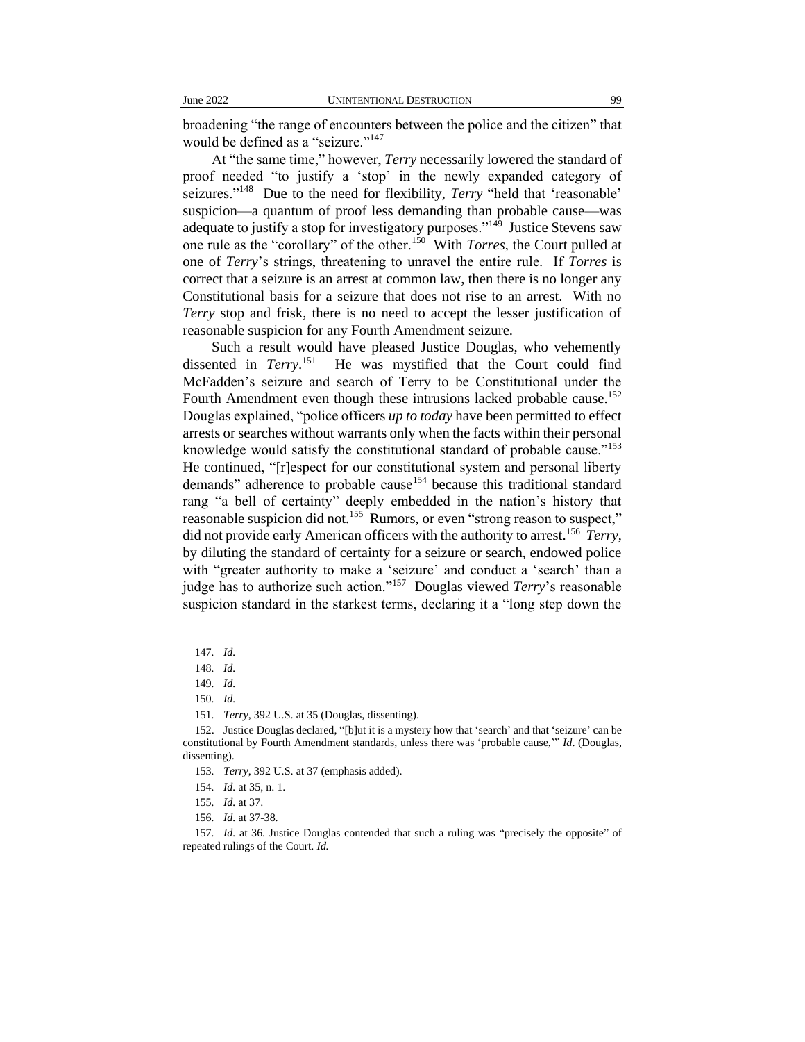broadening "the range of encounters between the police and the citizen" that would be defined as a "seizure."[147]

At "the same time," however, *Terry* necessarily lowered the standard of proof needed "to justify a 'stop' in the newly expanded category of seizures."[148] Due to the need for flexibility, *Terry* "held that 'reasonable' suspicion—a quantum of proof less demanding than probable cause—was adequate to justify a stop for investigatory purposes."[149] Justice Stevens saw one rule as the "corollary" of the other.[150] With *Torres*, the Court pulled at one of *Terry*'s strings, threatening to unravel the entire rule. If *Torres* is correct that a seizure is an arrest at common law, then there is no longer any Constitutional basis for a seizure that does not rise to an arrest. With no *Terry* stop and frisk, there is no need to accept the lesser justification of reasonable suspicion for any Fourth Amendment seizure.

Such a result would have pleased Justice Douglas, who vehemently dissented in *Terry*.[151] He was mystified that the Court could find McFadden's seizure and search of Terry to be Constitutional under the Fourth Amendment even though these intrusions lacked probable cause.[152] Douglas explained, "police officers *up to today* have been permitted to effect arrests or searches without warrants only when the facts within their personal knowledge would satisfy the constitutional standard of probable cause."[153] He continued, "[r]espect for our constitutional system and personal liberty demands" adherence to probable cause[154] because this traditional standard rang "a bell of certainty" deeply embedded in the nation's history that reasonable suspicion did not.[155] Rumors, or even "strong reason to suspect," did not provide early American officers with the authority to arrest.[156] *Terry*, by diluting the standard of certainty for a seizure or search, endowed police with "greater authority to make a 'seizure' and conduct a 'search' than a judge has to authorize such action."[157] Douglas viewed *Terry*'s reasonable suspicion standard in the starkest terms, declaring it a "long step down the

---

147. *Id.*

148. *Id.*

149. *Id.*

150. *Id.*

151. *Terry*, 392 U.S. at 35 (Douglas, dissenting).

152. Justice Douglas declared, "[b]ut it is a mystery how that 'search' and that 'seizure' can be constitutional by Fourth Amendment standards, unless there was 'probable cause,'" *Id*. (Douglas, dissenting).

153. *Terry*, 392 U.S. at 37 (emphasis added).

154. *Id.* at 35, n. 1.

155. *Id.* at 37.

156. *Id.* at 37-38.

157. *Id.* at 36. Justice Douglas contended that such a ruling was "precisely the opposite" of repeated rulings of the Court. *Id.*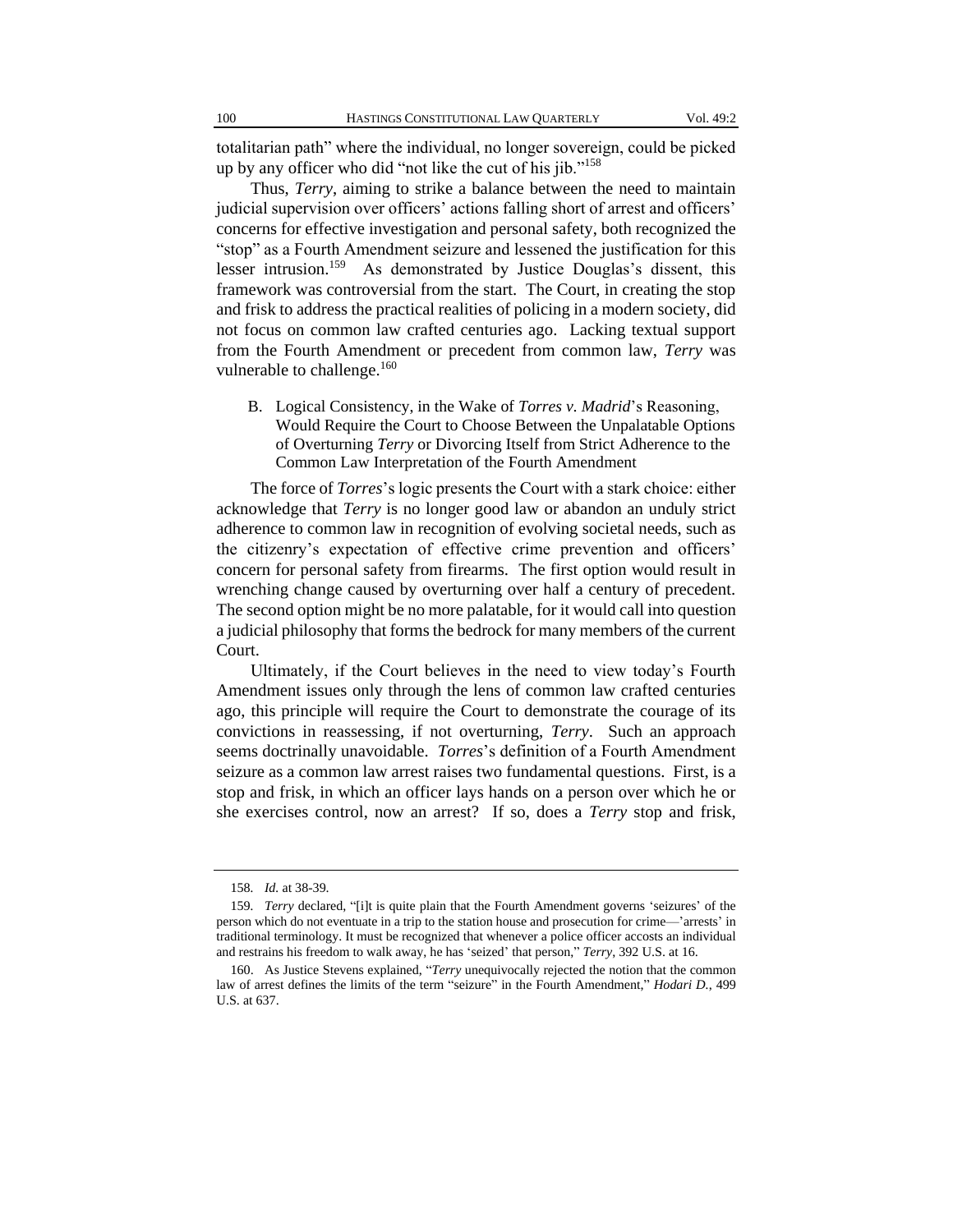totalitarian path" where the individual, no longer sovereign, could be picked up by any officer who did "not like the cut of his jib."[158]

Thus, *Terry*, aiming to strike a balance between the need to maintain judicial supervision over officers' actions falling short of arrest and officers' concerns for effective investigation and personal safety, both recognized the "stop" as a Fourth Amendment seizure and lessened the justification for this lesser intrusion.[159] As demonstrated by Justice Douglas's dissent, this framework was controversial from the start. The Court, in creating the stop and frisk to address the practical realities of policing in a modern society, did not focus on common law crafted centuries ago. Lacking textual support from the Fourth Amendment or precedent from common law, *Terry* was vulnerable to challenge.[160]

### B. Logical Consistency, in the Wake of *Torres v. Madrid*'s Reasoning, Would Require the Court to Choose Between the Unpalatable Options of Overturning *Terry* or Divorcing Itself from Strict Adherence to the Common Law Interpretation of the Fourth Amendment

The force of *Torres*'s logic presents the Court with a stark choice: either acknowledge that *Terry* is no longer good law or abandon an unduly strict adherence to common law in recognition of evolving societal needs, such as the citizenry's expectation of effective crime prevention and officers' concern for personal safety from firearms. The first option would result in wrenching change caused by overturning over half a century of precedent. The second option might be no more palatable, for it would call into question a judicial philosophy that forms the bedrock for many members of the current Court.

Ultimately, if the Court believes in the need to view today's Fourth Amendment issues only through the lens of common law crafted centuries ago, this principle will require the Court to demonstrate the courage of its convictions in reassessing, if not overturning, *Terry*. Such an approach seems doctrinally unavoidable. *Torres*'s definition of a Fourth Amendment seizure as a common law arrest raises two fundamental questions. First, is a stop and frisk, in which an officer lays hands on a person over which he or she exercises control, now an arrest? If so, does a *Terry* stop and frisk,

---

158. *Id.* at 38-39.

159. *Terry* declared, "[i]t is quite plain that the Fourth Amendment governs 'seizures' of the person which do not eventuate in a trip to the station house and prosecution for crime—'arrests' in traditional terminology. It must be recognized that whenever a police officer accosts an individual and restrains his freedom to walk away, he has 'seized' that person," *Terry*, 392 U.S. at 16.

160. As Justice Stevens explained, "*Terry* unequivocally rejected the notion that the common law of arrest defines the limits of the term "seizure" in the Fourth Amendment," *Hodari D.*, 499 U.S. at 637.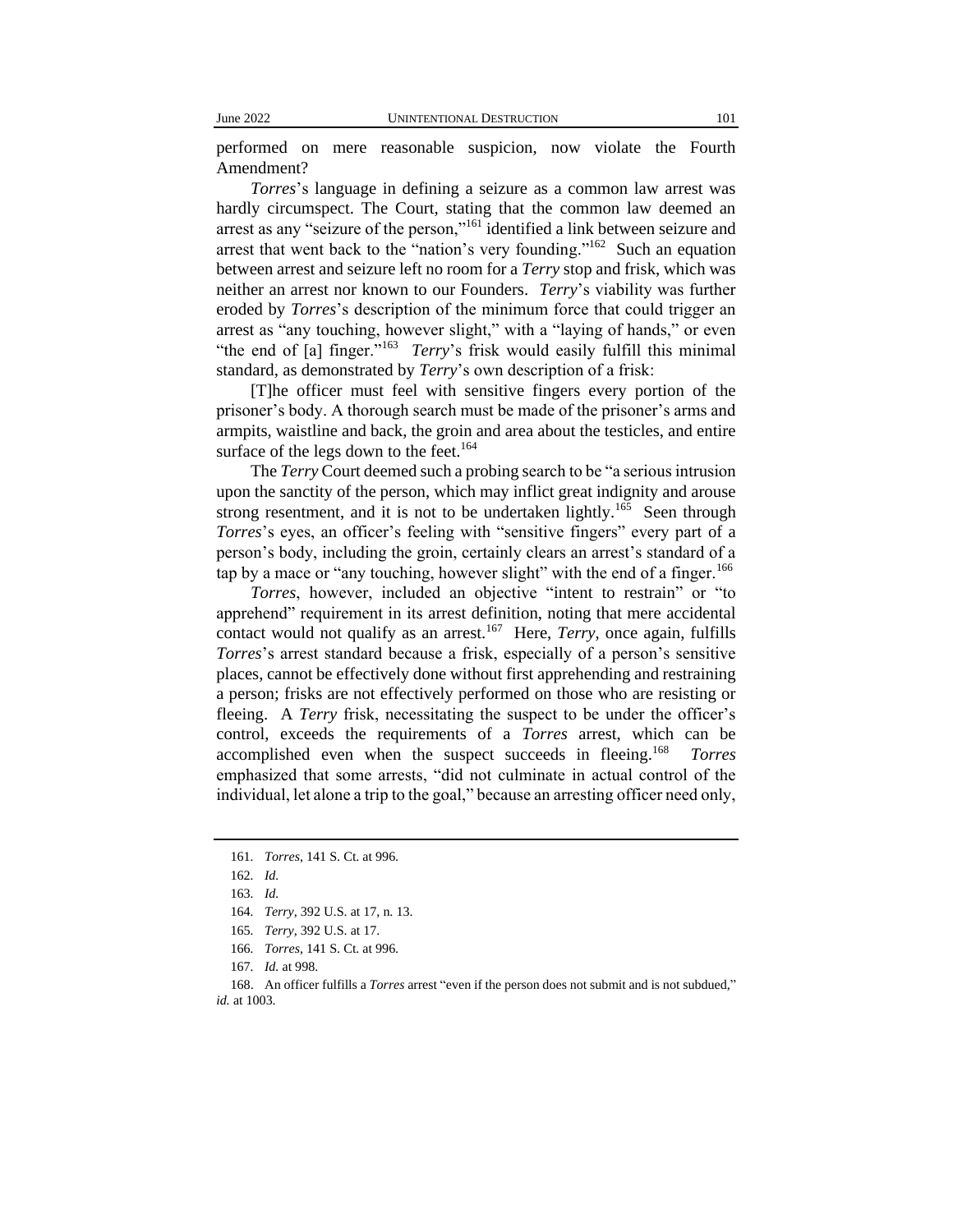performed on mere reasonable suspicion, now violate the Fourth Amendment?

*Torres*'s language in defining a seizure as a common law arrest was hardly circumspect. The Court, stating that the common law deemed an arrest as any "seizure of the person,"[161] identified a link between seizure and arrest that went back to the "nation's very founding."[162] Such an equation between arrest and seizure left no room for a *Terry* stop and frisk, which was neither an arrest nor known to our Founders. *Terry*'s viability was further eroded by *Torres*'s description of the minimum force that could trigger an arrest as "any touching, however slight," with a "laying of hands," or even "the end of [a] finger."[163] *Terry*'s frisk would easily fulfill this minimal standard, as demonstrated by *Terry*'s own description of a frisk:

> [T]he officer must feel with sensitive fingers every portion of the prisoner's body. A thorough search must be made of the prisoner's arms and armpits, waistline and back, the groin and area about the testicles, and entire surface of the legs down to the feet.[164]

The *Terry* Court deemed such a probing search to be "a serious intrusion upon the sanctity of the person, which may inflict great indignity and arouse strong resentment, and it is not to be undertaken lightly.[165] Seen through *Torres*'s eyes, an officer's feeling with "sensitive fingers" every part of a person's body, including the groin, certainly clears an arrest's standard of a tap by a mace or "any touching, however slight" with the end of a finger.[166]

*Torres*, however, included an objective "intent to restrain" or "to apprehend" requirement in its arrest definition, noting that mere accidental contact would not qualify as an arrest.[167] Here, *Terry*, once again, fulfills *Torres*'s arrest standard because a frisk, especially of a person's sensitive places, cannot be effectively done without first apprehending and restraining a person; frisks are not effectively performed on those who are resisting or fleeing. A *Terry* frisk, necessitating the suspect to be under the officer's control, exceeds the requirements of a *Torres* arrest, which can be accomplished even when the suspect succeeds in fleeing.[168] *Torres* emphasized that some arrests, "did not culminate in actual control of the individual, let alone a trip to the goal," because an arresting officer need only,

---

161. *Torres*, 141 S. Ct. at 996.

162. *Id.*

163. *Id.*

164. *Terry*, 392 U.S. at 17, n. 13.

165. *Terry*, 392 U.S. at 17.

166. *Torres*, 141 S. Ct. at 996.

167. *Id.* at 998.

168. An officer fulfills a *Torres* arrest "even if the person does not submit and is not subdued," *id.* at 1003.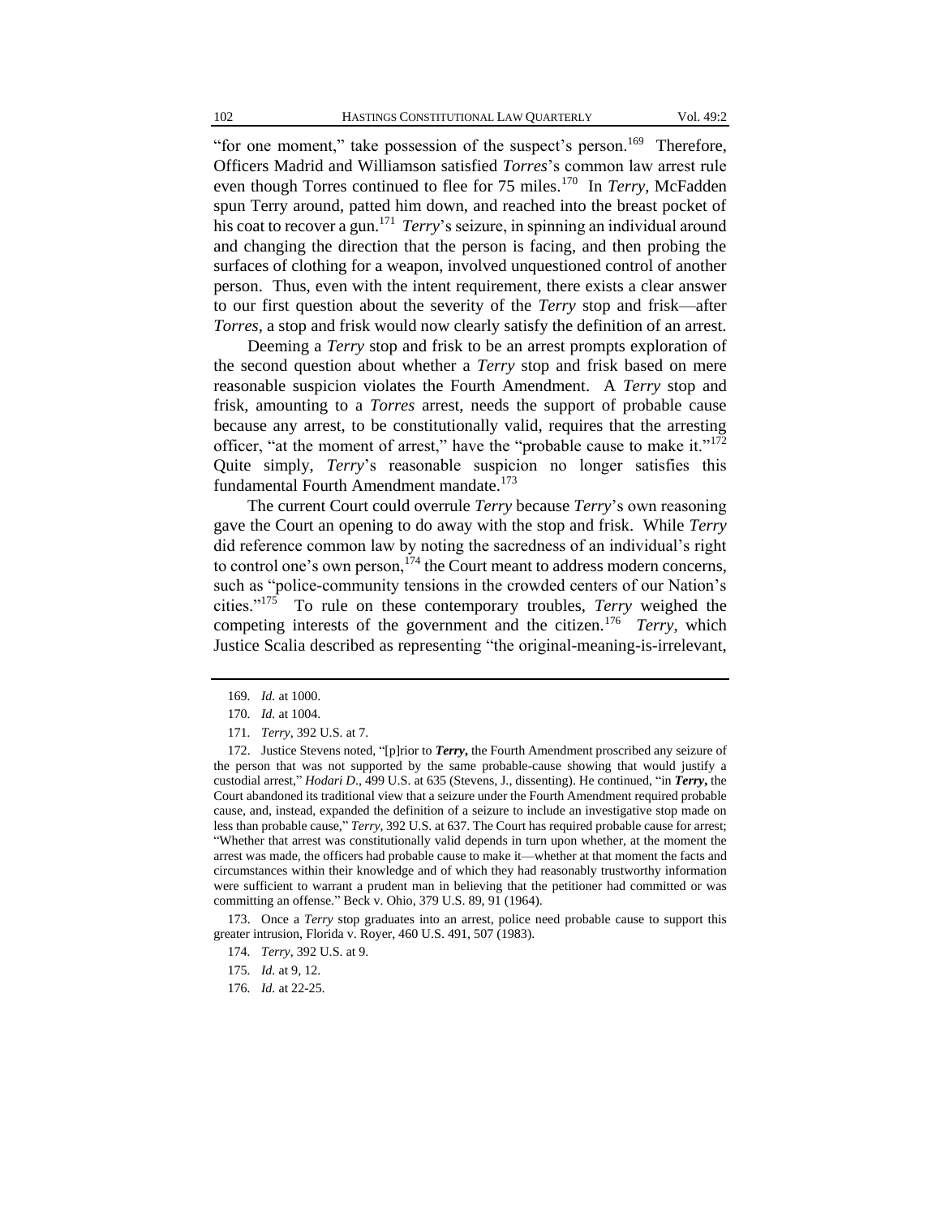"for one moment," take possession of the suspect's person.[169] Therefore, Officers Madrid and Williamson satisfied *Torres*'s common law arrest rule even though Torres continued to flee for 75 miles.[170] In *Terry*, McFadden spun Terry around, patted him down, and reached into the breast pocket of his coat to recover a gun.[171] *Terry*'s seizure, in spinning an individual around and changing the direction that the person is facing, and then probing the surfaces of clothing for a weapon, involved unquestioned control of another person. Thus, even with the intent requirement, there exists a clear answer to our first question about the severity of the *Terry* stop and frisk—after *Torres*, a stop and frisk would now clearly satisfy the definition of an arrest.

Deeming a *Terry* stop and frisk to be an arrest prompts exploration of the second question about whether a *Terry* stop and frisk based on mere reasonable suspicion violates the Fourth Amendment. A *Terry* stop and frisk, amounting to a *Torres* arrest, needs the support of probable cause because any arrest, to be constitutionally valid, requires that the arresting officer, "at the moment of arrest," have the "probable cause to make it."[172] Quite simply, *Terry*'s reasonable suspicion no longer satisfies this fundamental Fourth Amendment mandate.[173]

The current Court could overrule *Terry* because *Terry*'s own reasoning gave the Court an opening to do away with the stop and frisk. While *Terry* did reference common law by noting the sacredness of an individual's right to control one's own person,[174] the Court meant to address modern concerns, such as "police-community tensions in the crowded centers of our Nation's cities."[175] To rule on these contemporary troubles, *Terry* weighed the competing interests of the government and the citizen.[176] *Terry*, which Justice Scalia described as representing "the original-meaning-is-irrelevant,

---

169. *Id.* at 1000.

170. *Id.* at 1004.

171. *Terry*, 392 U.S. at 7.

172. Justice Stevens noted, "[p]rior to ***Terry*,** the Fourth Amendment proscribed any seizure of the person that was not supported by the same probable-cause showing that would justify a custodial arrest," *Hodari D*., 499 U.S. at 635 (Stevens, J., dissenting). He continued, "in ***Terry*,** the Court abandoned its traditional view that a seizure under the Fourth Amendment required probable cause, and, instead, expanded the definition of a seizure to include an investigative stop made on less than probable cause," *Terry*, 392 U.S. at 637. The Court has required probable cause for arrest; "Whether that arrest was constitutionally valid depends in turn upon whether, at the moment the arrest was made, the officers had probable cause to make it—whether at that moment the facts and circumstances within their knowledge and of which they had reasonably trustworthy information were sufficient to warrant a prudent man in believing that the petitioner had committed or was committing an offense." Beck v. Ohio, 379 U.S. 89, 91 (1964).

173. Once a *Terry* stop graduates into an arrest, police need probable cause to support this greater intrusion, Florida v. Royer, 460 U.S. 491, 507 (1983).

174. *Terry*, 392 U.S. at 9.

175. *Id.* at 9, 12.

176. *Id.* at 22-25.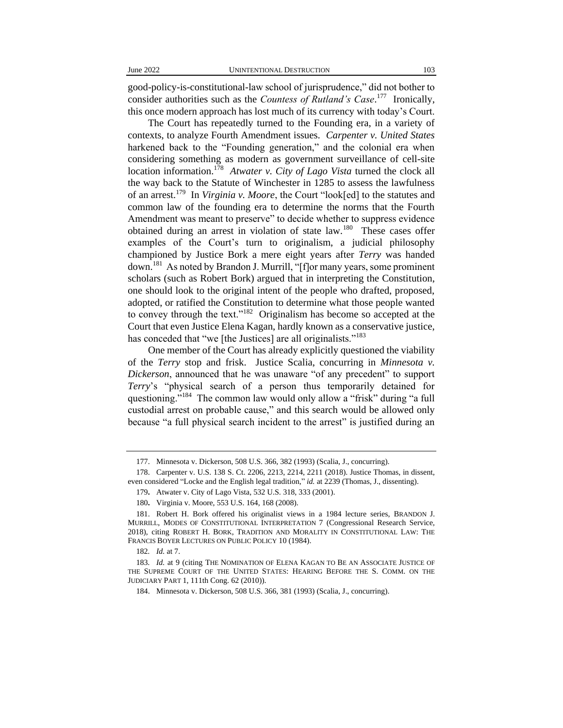good-policy-is-constitutional-law school of jurisprudence," did not bother to consider authorities such as the *Countess of Rutland's Case*.[177] Ironically, this once modern approach has lost much of its currency with today's Court.

The Court has repeatedly turned to the Founding era, in a variety of contexts, to analyze Fourth Amendment issues. *Carpenter v. United States* harkened back to the "Founding generation," and the colonial era when considering something as modern as government surveillance of cell-site location information.[178] *Atwater v. City of Lago Vista* turned the clock all the way back to the Statute of Winchester in 1285 to assess the lawfulness of an arrest.[179] In *Virginia v. Moore*, the Court "look[ed] to the statutes and common law of the founding era to determine the norms that the Fourth Amendment was meant to preserve" to decide whether to suppress evidence obtained during an arrest in violation of state law.[180] These cases offer examples of the Court's turn to originalism, a judicial philosophy championed by Justice Bork a mere eight years after *Terry* was handed down.[181] As noted by Brandon J. Murrill, "[f]or many years, some prominent scholars (such as Robert Bork) argued that in interpreting the Constitution, one should look to the original intent of the people who drafted, proposed, adopted, or ratified the Constitution to determine what those people wanted to convey through the text."[182] Originalism has become so accepted at the Court that even Justice Elena Kagan, hardly known as a conservative justice, has conceded that "we [the Justices] are all originalists."[183]

One member of the Court has already explicitly questioned the viability of the *Terry* stop and frisk. Justice Scalia, concurring in *Minnesota v. Dickerson*, announced that he was unaware "of any precedent" to support *Terry*'s "physical search of a person thus temporarily detained for questioning."[184] The common law would only allow a "frisk" during "a full custodial arrest on probable cause," and this search would be allowed only because "a full physical search incident to the arrest" is justified during an

---

177. Minnesota v. Dickerson, 508 U.S. 366, 382 (1993) (Scalia, J., concurring).

178. Carpenter v. U.S. 138 S. Ct. 2206, 2213, 2214, 2211 (2018). Justice Thomas, in dissent, even considered "Locke and the English legal tradition," *id.* at 2239 (Thomas, J., dissenting).

179. Atwater v. City of Lago Vista, 532 U.S. 318, 333 (2001).

180. Virginia v. Moore, 553 U.S. 164, 168 (2008).

181. Robert H. Bork offered his originalist views in a 1984 lecture series, BRANDON J. MURRILL, MODES OF CONSTITUTIONAL INTERPRETATION 7 (Congressional Research Service, 2018), citing ROBERT H. BORK, TRADITION AND MORALITY IN CONSTITUTIONAL LAW: THE FRANCIS BOYER LECTURES ON PUBLIC POLICY 10 (1984).

182. *Id.* at 7.

183. *Id.* at 9 (citing THE NOMINATION OF ELENA KAGAN TO BE AN ASSOCIATE JUSTICE OF THE SUPREME COURT OF THE UNITED STATES: HEARING BEFORE THE S. COMM. ON THE JUDICIARY PART 1, 111th Cong. 62 (2010)).

184. Minnesota v. Dickerson, 508 U.S. 366, 381 (1993) (Scalia, J., concurring).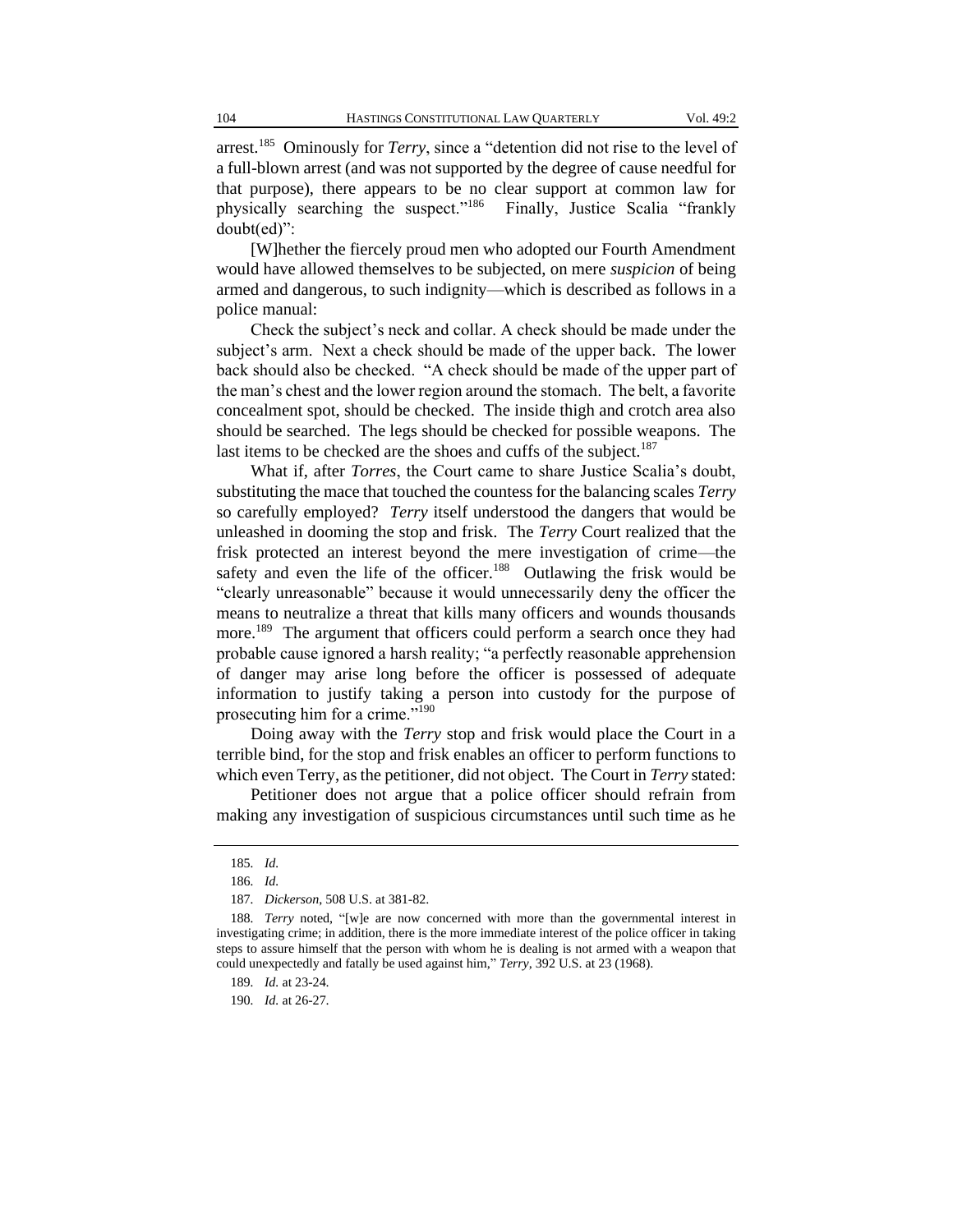arrest.[185] Ominously for *Terry*, since a "detention did not rise to the level of a full-blown arrest (and was not supported by the degree of cause needful for that purpose), there appears to be no clear support at common law for physically searching the suspect."[186] Finally, Justice Scalia "frankly doubt(ed)":

> [W]hether the fiercely proud men who adopted our Fourth Amendment would have allowed themselves to be subjected, on mere *suspicion* of being armed and dangerous, to such indignity—which is described as follows in a police manual:
>
> Check the subject's neck and collar. A check should be made under the subject's arm. Next a check should be made of the upper back. The lower back should also be checked. "A check should be made of the upper part of the man's chest and the lower region around the stomach. The belt, a favorite concealment spot, should be checked. The inside thigh and crotch area also should be searched. The legs should be checked for possible weapons. The last items to be checked are the shoes and cuffs of the subject.[187]

What if, after *Torres*, the Court came to share Justice Scalia's doubt, substituting the mace that touched the countess for the balancing scales *Terry* so carefully employed? *Terry* itself understood the dangers that would be unleashed in dooming the stop and frisk. The *Terry* Court realized that the frisk protected an interest beyond the mere investigation of crime—the safety and even the life of the officer.[188] Outlawing the frisk would be "clearly unreasonable" because it would unnecessarily deny the officer the means to neutralize a threat that kills many officers and wounds thousands more.[189] The argument that officers could perform a search once they had probable cause ignored a harsh reality; "a perfectly reasonable apprehension of danger may arise long before the officer is possessed of adequate information to justify taking a person into custody for the purpose of prosecuting him for a crime."[190]

Doing away with the *Terry* stop and frisk would place the Court in a terrible bind, for the stop and frisk enables an officer to perform functions to which even Terry, as the petitioner, did not object. The Court in *Terry* stated:

> Petitioner does not argue that a police officer should refrain from making any investigation of suspicious circumstances until such time as he

---

185. *Id.*

186. *Id.*

187. *Dickerson*, 508 U.S. at 381-82.

188. *Terry* noted, "[w]e are now concerned with more than the governmental interest in investigating crime; in addition, there is the more immediate interest of the police officer in taking steps to assure himself that the person with whom he is dealing is not armed with a weapon that could unexpectedly and fatally be used against him," *Terry*, 392 U.S. at 23 (1968).

189. *Id.* at 23-24.

190. *Id.* at 26-27.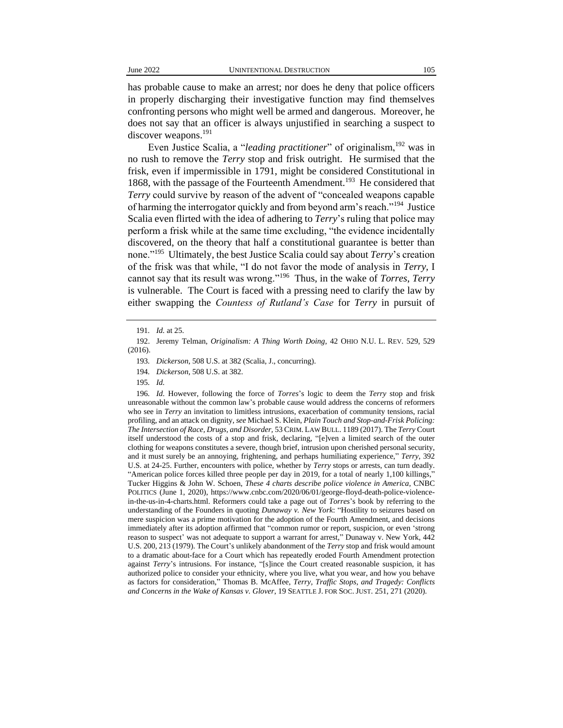has probable cause to make an arrest; nor does he deny that police officers in properly discharging their investigative function may find themselves confronting persons who might well be armed and dangerous. Moreover, he does not say that an officer is always unjustified in searching a suspect to discover weapons.[191]

Even Justice Scalia, a "*leading practitioner*" of originalism,[192] was in no rush to remove the *Terry* stop and frisk outright. He surmised that the frisk, even if impermissible in 1791, might be considered Constitutional in 1868, with the passage of the Fourteenth Amendment.[193] He considered that *Terry* could survive by reason of the advent of "concealed weapons capable of harming the interrogator quickly and from beyond arm's reach."[194] Justice Scalia even flirted with the idea of adhering to *Terry*'s ruling that police may perform a frisk while at the same time excluding, "the evidence incidentally discovered, on the theory that half a constitutional guarantee is better than none."[195] Ultimately, the best Justice Scalia could say about *Terry*'s creation of the frisk was that while, "I do not favor the mode of analysis in *Terry*, I cannot say that its result was wrong."[196] Thus, in the wake of *Torres*, *Terry* is vulnerable. The Court is faced with a pressing need to clarify the law by either swapping the *Countess of Rutland's Case* for *Terry* in pursuit of

---

191. *Id.* at 25.

192. Jeremy Telman, *Originalism: A Thing Worth Doing*, 42 OHIO N.U. L. REV. 529, 529 (2016).

193. *Dickerson*, 508 U.S. at 382 (Scalia, J., concurring).

194. *Dickerson*, 508 U.S. at 382.

195. *Id.*

196. *Id.* However, following the force of *Torres*'s logic to deem the *Terry* stop and frisk unreasonable without the common law's probable cause would address the concerns of reformers who see in *Terry* an invitation to limitless intrusions, exacerbation of community tensions, racial profiling, and an attack on dignity, *see* Michael S. Klein, *Plain Touch and Stop-and-Frisk Policing: The Intersection of Race, Drugs, and Disorder*, 53 CRIM. LAW BULL. 1189 (2017). The *Terry* Court itself understood the costs of a stop and frisk, declaring, "[e]ven a limited search of the outer clothing for weapons constitutes a severe, though brief, intrusion upon cherished personal security, and it must surely be an annoying, frightening, and perhaps humiliating experience," *Terry*, 392 U.S. at 24-25. Further, encounters with police, whether by *Terry* stops or arrests, can turn deadly. "American police forces killed three people per day in 2019, for a total of nearly 1,100 killings," Tucker Higgins & John W. Schoen, *These 4 charts describe police violence in America*, CNBC POLITICS (June 1, 2020), https://www.cnbc.com/2020/06/01/george-floyd-death-police-violence-in-the-us-in-4-charts.html. Reformers could take a page out of *Torres*'s book by referring to the understanding of the Founders in quoting *Dunaway v. New York*: "Hostility to seizures based on mere suspicion was a prime motivation for the adoption of the Fourth Amendment, and decisions immediately after its adoption affirmed that "common rumor or report, suspicion, or even 'strong reason to suspect' was not adequate to support a warrant for arrest," Dunaway v. New York, 442 U.S. 200, 213 (1979). The Court's unlikely abandonment of the *Terry* stop and frisk would amount to a dramatic about-face for a Court which has repeatedly eroded Fourth Amendment protection against *Terry*'s intrusions. For instance, "[s]ince the Court created reasonable suspicion, it has authorized police to consider your ethnicity, where you live, what you wear, and how you behave as factors for consideration," Thomas B. McAffee, *Terry, Traffic Stops, and Tragedy: Conflicts and Concerns in the Wake of Kansas v. Glover*, 19 SEATTLE J. FOR SOC. JUST. 251, 271 (2020).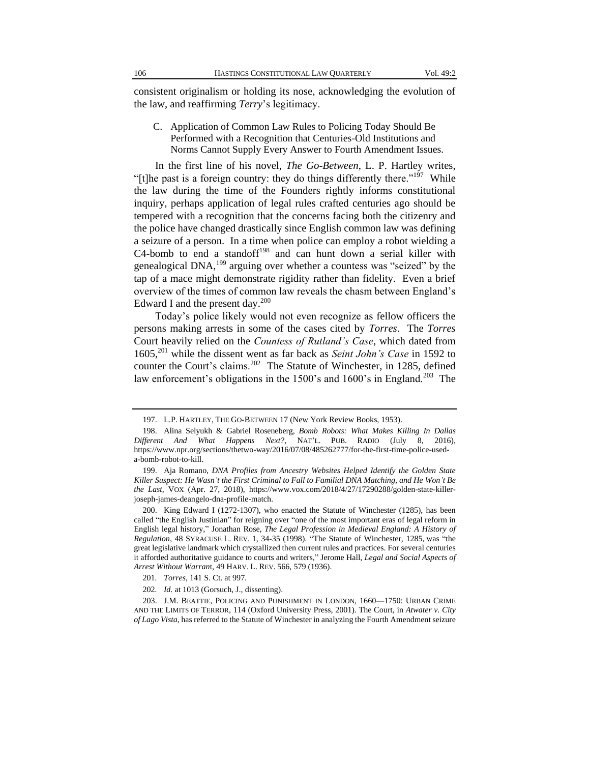consistent originalism or holding its nose, acknowledging the evolution of the law, and reaffirming *Terry*'s legitimacy.

### C. Application of Common Law Rules to Policing Today Should Be Performed with a Recognition that Centuries-Old Institutions and Norms Cannot Supply Every Answer to Fourth Amendment Issues.

In the first line of his novel, *The Go-Between*, L. P. Hartley writes, "[t]he past is a foreign country: they do things differently there."[197] While the law during the time of the Founders rightly informs constitutional inquiry, perhaps application of legal rules crafted centuries ago should be tempered with a recognition that the concerns facing both the citizenry and the police have changed drastically since English common law was defining a seizure of a person. In a time when police can employ a robot wielding a C4-bomb to end a standoff[198] and can hunt down a serial killer with genealogical DNA,[199] arguing over whether a countess was "seized" by the tap of a mace might demonstrate rigidity rather than fidelity. Even a brief overview of the times of common law reveals the chasm between England's Edward I and the present day.[200]

Today's police likely would not even recognize as fellow officers the persons making arrests in some of the cases cited by *Torres*. The *Torres* Court heavily relied on the *Countess of Rutland's Case*, which dated from 1605,[201] while the dissent went as far back as *Seint John's Case* in 1592 to counter the Court's claims.[202] The Statute of Winchester, in 1285, defined law enforcement's obligations in the 1500's and 1600's in England.[203] The

---

197. L.P. HARTLEY, THE GO-BETWEEN 17 (New York Review Books, 1953).

198. Alina Selyukh & Gabriel Roseneberg, *Bomb Robots: What Makes Killing In Dallas Different And What Happens Next?*, NAT'L. PUB. RADIO (July 8, 2016), https://www.npr.org/sections/thetwo-way/2016/07/08/485262777/for-the-first-time-police-used-a-bomb-robot-to-kill.

199. Aja Romano, *DNA Profiles from Ancestry Websites Helped Identify the Golden State Killer Suspect: He Wasn't the First Criminal to Fall to Familial DNA Matching, and He Won't Be the Last*, VOX (Apr. 27, 2018), https://www.vox.com/2018/4/27/17290288/golden-state-killer-joseph-james-deangelo-dna-profile-match.

200. King Edward I (1272-1307), who enacted the Statute of Winchester (1285), has been called "the English Justinian" for reigning over "one of the most important eras of legal reform in English legal history," Jonathan Rose, *The Legal Profession in Medieval England: A History of Regulation*, 48 SYRACUSE L. REV. 1, 34-35 (1998). "The Statute of Winchester, 1285, was "the great legislative landmark which crystallized then current rules and practices. For several centuries it afforded authoritative guidance to courts and writers," Jerome Hall, *Legal and Social Aspects of Arrest Without Warrant*, 49 HARV. L. REV. 566, 579 (1936).

201. *Torres*, 141 S. Ct. at 997.

202. *Id.* at 1013 (Gorsuch, J., dissenting).

203. J.M. BEATTIE, POLICING AND PUNISHMENT IN LONDON, 1660—1750: URBAN CRIME AND THE LIMITS OF TERROR, 114 (Oxford University Press, 2001). The Court, in *Atwater v. City of Lago Vista*, has referred to the Statute of Winchester in analyzing the Fourth Amendment seizure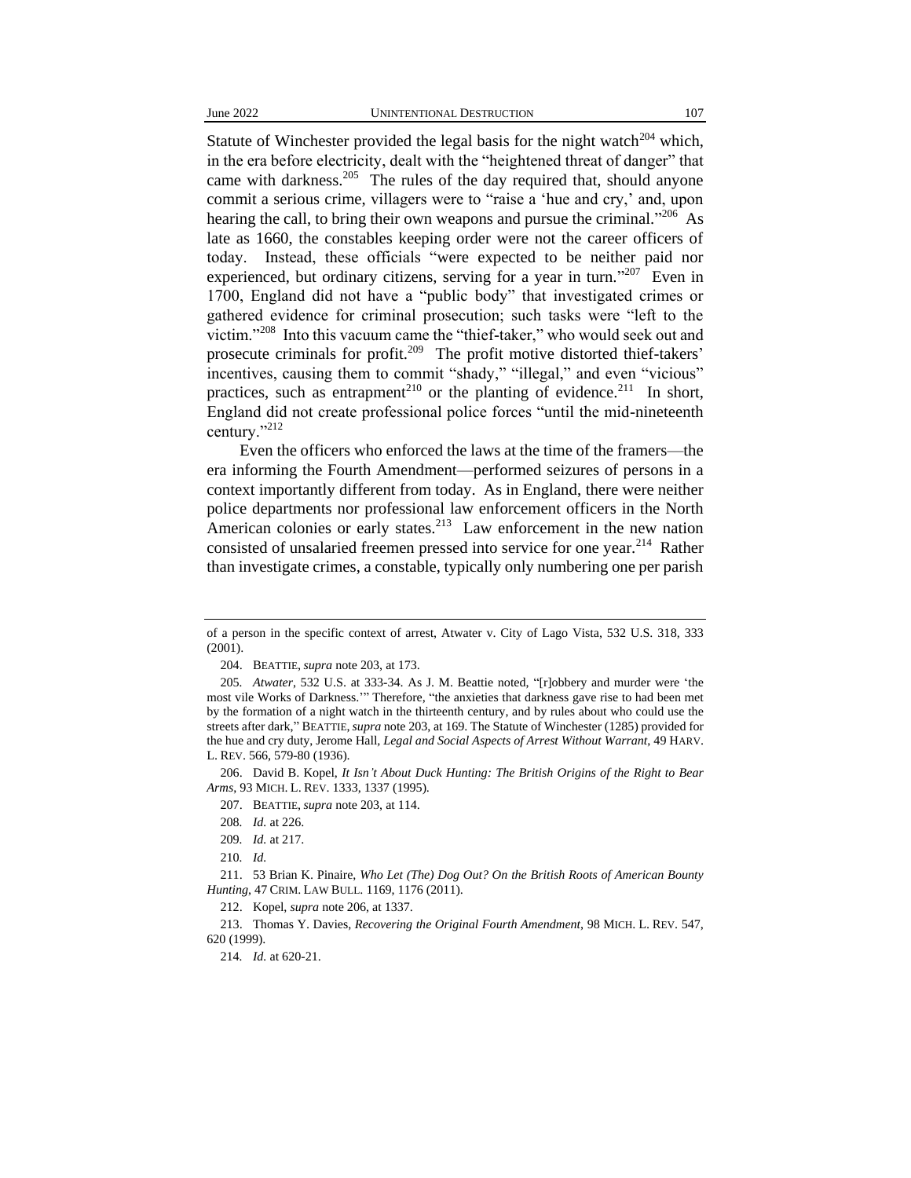Statute of Winchester provided the legal basis for the night watch[204] which, in the era before electricity, dealt with the "heightened threat of danger" that came with darkness.[205] The rules of the day required that, should anyone commit a serious crime, villagers were to "raise a 'hue and cry,' and, upon hearing the call, to bring their own weapons and pursue the criminal."[206] As late as 1660, the constables keeping order were not the career officers of today. Instead, these officials "were expected to be neither paid nor experienced, but ordinary citizens, serving for a year in turn."[207] Even in 1700, England did not have a "public body" that investigated crimes or gathered evidence for criminal prosecution; such tasks were "left to the victim."[208] Into this vacuum came the "thief-taker," who would seek out and prosecute criminals for profit.[209] The profit motive distorted thief-takers' incentives, causing them to commit "shady," "illegal," and even "vicious" practices, such as entrapment[210] or the planting of evidence.[211] In short, England did not create professional police forces "until the mid-nineteenth century."[212]

Even the officers who enforced the laws at the time of the framers—the era informing the Fourth Amendment—performed seizures of persons in a context importantly different from today. As in England, there were neither police departments nor professional law enforcement officers in the North American colonies or early states.[213] Law enforcement in the new nation consisted of unsalaried freemen pressed into service for one year.[214] Rather than investigate crimes, a constable, typically only numbering one per parish

---

of a person in the specific context of arrest, Atwater v. City of Lago Vista, 532 U.S. 318, 333 (2001).

204. BEATTIE, *supra* note 203, at 173.

205. *Atwater*, 532 U.S. at 333-34. As J. M. Beattie noted, "[r]obbery and murder were 'the most vile Works of Darkness.'" Therefore, "the anxieties that darkness gave rise to had been met by the formation of a night watch in the thirteenth century, and by rules about who could use the streets after dark," BEATTIE, *supra* note 203, at 169. The Statute of Winchester (1285) provided for the hue and cry duty, Jerome Hall, *Legal and Social Aspects of Arrest Without Warrant*, 49 HARV. L. REV. 566, 579-80 (1936).

206. David B. Kopel, *It Isn't About Duck Hunting: The British Origins of the Right to Bear Arms*, 93 MICH. L. REV. 1333, 1337 (1995).

207. BEATTIE, *supra* note 203, at 114.

208. *Id.* at 226.

209. *Id.* at 217.

210. *Id.*

211. 53 Brian K. Pinaire, *Who Let (The) Dog Out? On the British Roots of American Bounty Hunting*, 47 CRIM. LAW BULL. 1169, 1176 (2011).

212. Kopel, *supra* note 206, at 1337.

213. Thomas Y. Davies, *Recovering the Original Fourth Amendment*, 98 MICH. L. REV. 547, 620 (1999).

214. *Id.* at 620-21.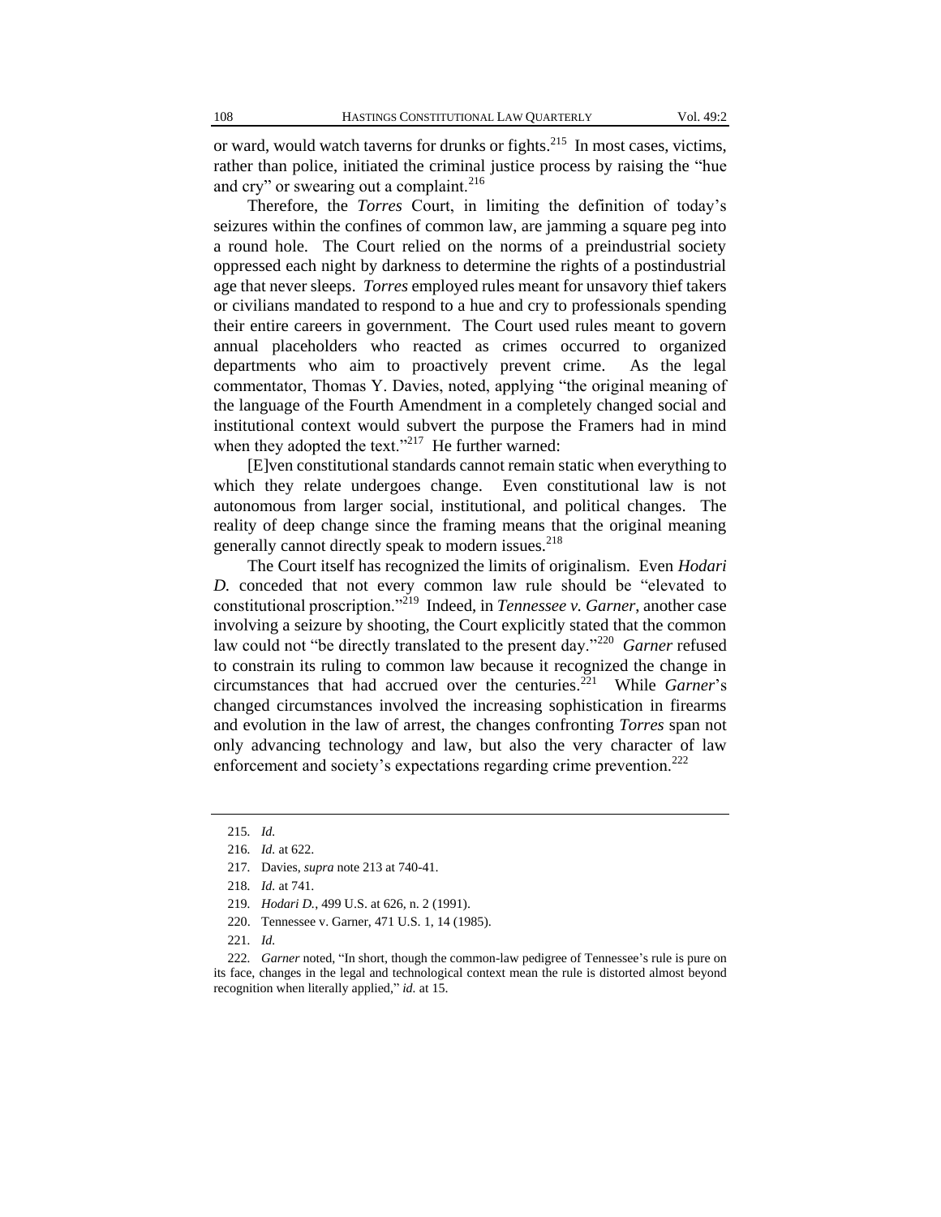or ward, would watch taverns for drunks or fights.[215] In most cases, victims, rather than police, initiated the criminal justice process by raising the "hue and cry" or swearing out a complaint.[216]

Therefore, the *Torres* Court, in limiting the definition of today's seizures within the confines of common law, are jamming a square peg into a round hole. The Court relied on the norms of a preindustrial society oppressed each night by darkness to determine the rights of a postindustrial age that never sleeps. *Torres* employed rules meant for unsavory thief takers or civilians mandated to respond to a hue and cry to professionals spending their entire careers in government. The Court used rules meant to govern annual placeholders who reacted as crimes occurred to organized departments who aim to proactively prevent crime. As the legal commentator, Thomas Y. Davies, noted, applying "the original meaning of the language of the Fourth Amendment in a completely changed social and institutional context would subvert the purpose the Framers had in mind when they adopted the text."[217] He further warned:

> [E]ven constitutional standards cannot remain static when everything to which they relate undergoes change. Even constitutional law is not autonomous from larger social, institutional, and political changes. The reality of deep change since the framing means that the original meaning generally cannot directly speak to modern issues.[218]

The Court itself has recognized the limits of originalism. Even *Hodari D.* conceded that not every common law rule should be "elevated to constitutional proscription."[219] Indeed, in *Tennessee v. Garner*, another case involving a seizure by shooting, the Court explicitly stated that the common law could not "be directly translated to the present day."[220] *Garner* refused to constrain its ruling to common law because it recognized the change in circumstances that had accrued over the centuries.[221] While *Garner*'s changed circumstances involved the increasing sophistication in firearms and evolution in the law of arrest, the changes confronting *Torres* span not only advancing technology and law, but also the very character of law enforcement and society's expectations regarding crime prevention.[222]

---

215. *Id.*

216. *Id.* at 622.

217. Davies, *supra* note 213 at 740-41.

218. *Id.* at 741.

219. *Hodari D.*, 499 U.S. at 626, n. 2 (1991).

220. Tennessee v. Garner, 471 U.S. 1, 14 (1985).

221. *Id.*

222. *Garner* noted, "In short, though the common-law pedigree of Tennessee's rule is pure on its face, changes in the legal and technological context mean the rule is distorted almost beyond recognition when literally applied," *id.* at 15.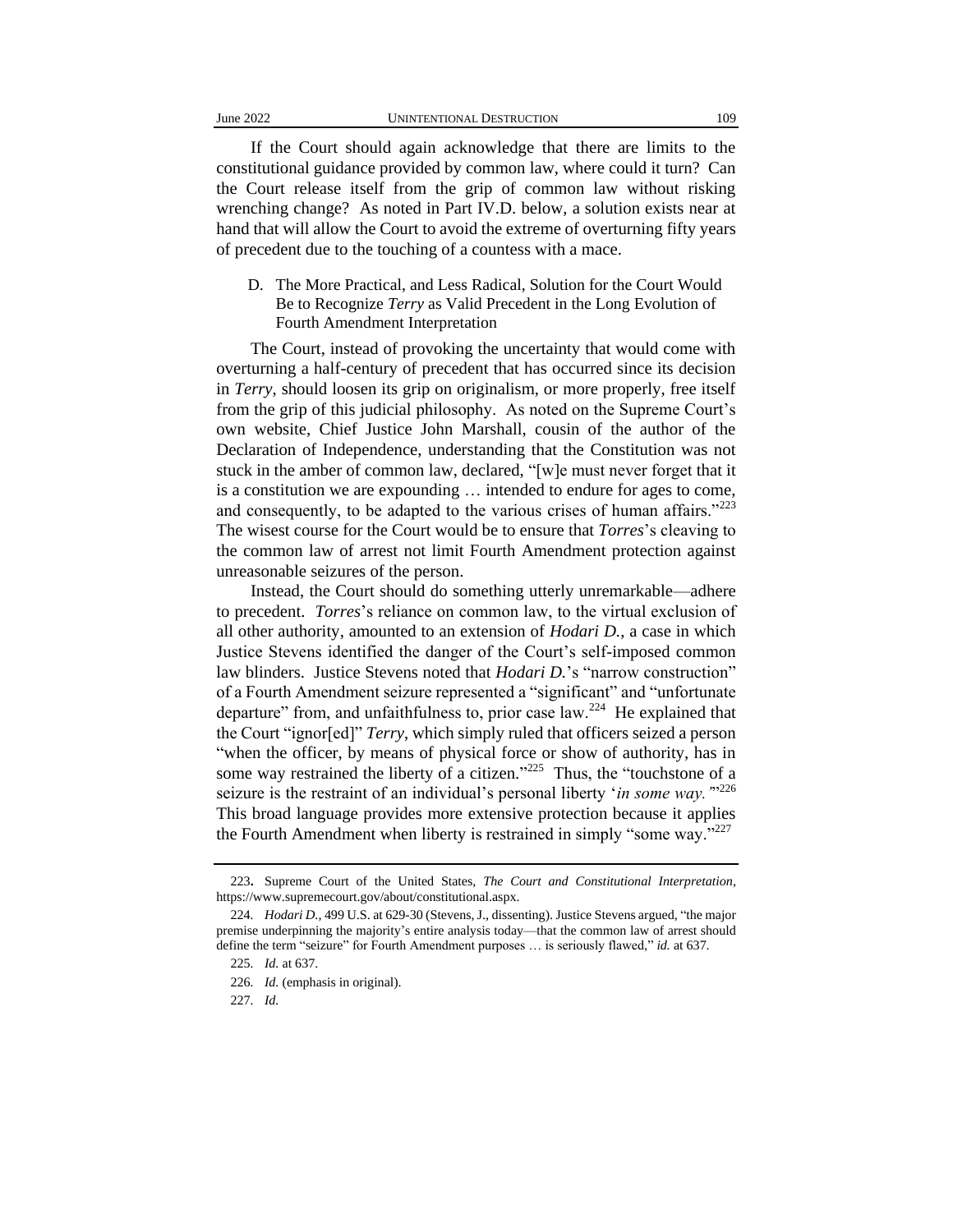If the Court should again acknowledge that there are limits to the constitutional guidance provided by common law, where could it turn? Can the Court release itself from the grip of common law without risking wrenching change? As noted in Part IV.D. below, a solution exists near at hand that will allow the Court to avoid the extreme of overturning fifty years of precedent due to the touching of a countess with a mace.

### D. The More Practical, and Less Radical, Solution for the Court Would Be to Recognize *Terry* as Valid Precedent in the Long Evolution of Fourth Amendment Interpretation

The Court, instead of provoking the uncertainty that would come with overturning a half-century of precedent that has occurred since its decision in *Terry*, should loosen its grip on originalism, or more properly, free itself from the grip of this judicial philosophy. As noted on the Supreme Court's own website, Chief Justice John Marshall, cousin of the author of the Declaration of Independence, understanding that the Constitution was not stuck in the amber of common law, declared, "[w]e must never forget that it is a constitution we are expounding … intended to endure for ages to come, and consequently, to be adapted to the various crises of human affairs."[223] The wisest course for the Court would be to ensure that *Torres*'s cleaving to the common law of arrest not limit Fourth Amendment protection against unreasonable seizures of the person.

Instead, the Court should do something utterly unremarkable—adhere to precedent. *Torres*'s reliance on common law, to the virtual exclusion of all other authority, amounted to an extension of *Hodari D.*, a case in which Justice Stevens identified the danger of the Court's self-imposed common law blinders. Justice Stevens noted that *Hodari D.*'s "narrow construction" of a Fourth Amendment seizure represented a "significant" and "unfortunate departure" from, and unfaithfulness to, prior case law.[224] He explained that the Court "ignor[ed]" *Terry*, which simply ruled that officers seized a person "when the officer, by means of physical force or show of authority, has in some way restrained the liberty of a citizen."[225] Thus, the "touchstone of a seizure is the restraint of an individual's personal liberty '*in some way.*'"[226] This broad language provides more extensive protection because it applies the Fourth Amendment when liberty is restrained in simply "some way."[227]

---

223. Supreme Court of the United States, *The Court and Constitutional Interpretation*, https://www.supremecourt.gov/about/constitutional.aspx.

224. *Hodari D.*, 499 U.S. at 629-30 (Stevens, J., dissenting). Justice Stevens argued, "the major premise underpinning the majority's entire analysis today—that the common law of arrest should define the term "seizure" for Fourth Amendment purposes … is seriously flawed," *id.* at 637.

225. *Id.* at 637.

226. *Id.* (emphasis in original).

227. *Id.*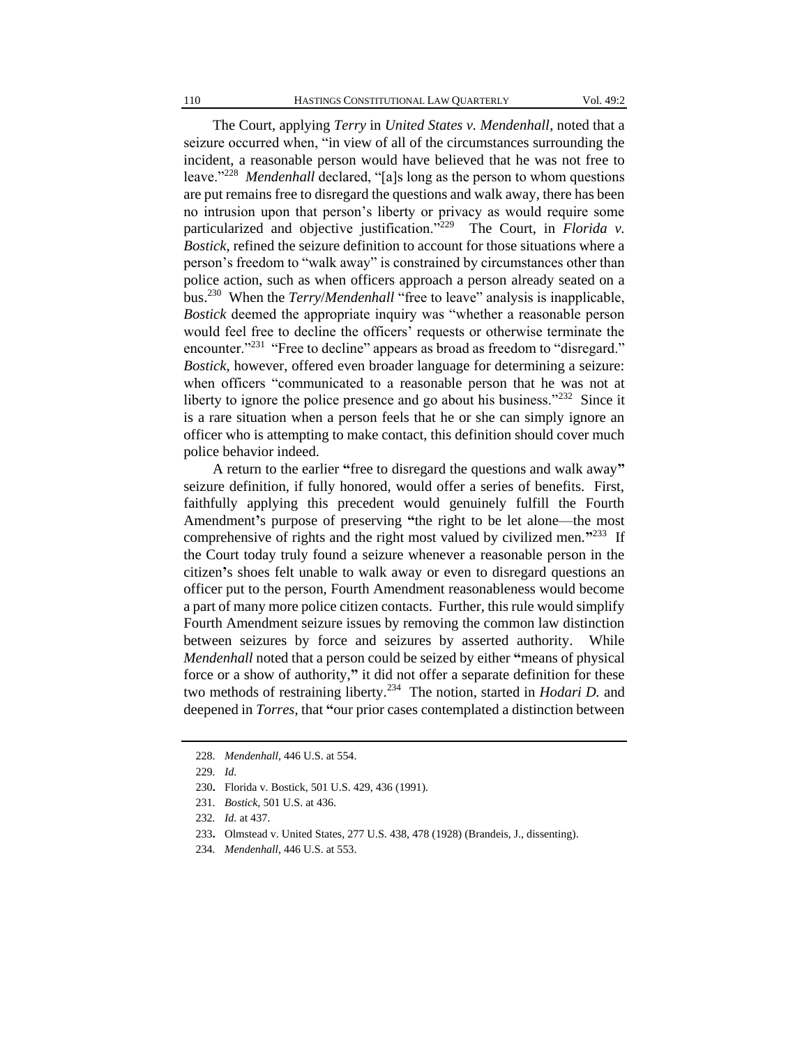The Court, applying *Terry* in *United States v. Mendenhall*, noted that a seizure occurred when, "in view of all of the circumstances surrounding the incident, a reasonable person would have believed that he was not free to leave."[228] *Mendenhall* declared, "[a]s long as the person to whom questions are put remains free to disregard the questions and walk away, there has been no intrusion upon that person's liberty or privacy as would require some particularized and objective justification."[229] The Court, in *Florida v. Bostick*, refined the seizure definition to account for those situations where a person's freedom to "walk away" is constrained by circumstances other than police action, such as when officers approach a person already seated on a bus.[230] When the *Terry*/*Mendenhall* "free to leave" analysis is inapplicable, *Bostick* deemed the appropriate inquiry was "whether a reasonable person would feel free to decline the officers' requests or otherwise terminate the encounter."[231] "Free to decline" appears as broad as freedom to "disregard." *Bostick*, however, offered even broader language for determining a seizure: when officers "communicated to a reasonable person that he was not at liberty to ignore the police presence and go about his business."[232] Since it is a rare situation when a person feels that he or she can simply ignore an officer who is attempting to make contact, this definition should cover much police behavior indeed.

A return to the earlier "free to disregard the questions and walk away" seizure definition, if fully honored, would offer a series of benefits. First, faithfully applying this precedent would genuinely fulfill the Fourth Amendment's purpose of preserving "the right to be let alone—the most comprehensive of rights and the right most valued by civilized men."[233] If the Court today truly found a seizure whenever a reasonable person in the citizen's shoes felt unable to walk away or even to disregard questions an officer put to the person, Fourth Amendment reasonableness would become a part of many more police citizen contacts. Further, this rule would simplify Fourth Amendment seizure issues by removing the common law distinction between seizures by force and seizures by asserted authority. While *Mendenhall* noted that a person could be seized by either "means of physical force or a show of authority," it did not offer a separate definition for these two methods of restraining liberty.[234] The notion, started in *Hodari D.* and deepened in *Torres*, that "our prior cases contemplated a distinction between

228. *Mendenhall*, 446 U.S. at 554.

229. *Id.*

230. Florida v. Bostick, 501 U.S. 429, 436 (1991).

231. *Bostick*, 501 U.S. at 436.

232. *Id.* at 437.

233. Olmstead v. United States, 277 U.S. 438, 478 (1928) (Brandeis, J., dissenting).

234. *Mendenhall*, 446 U.S. at 553.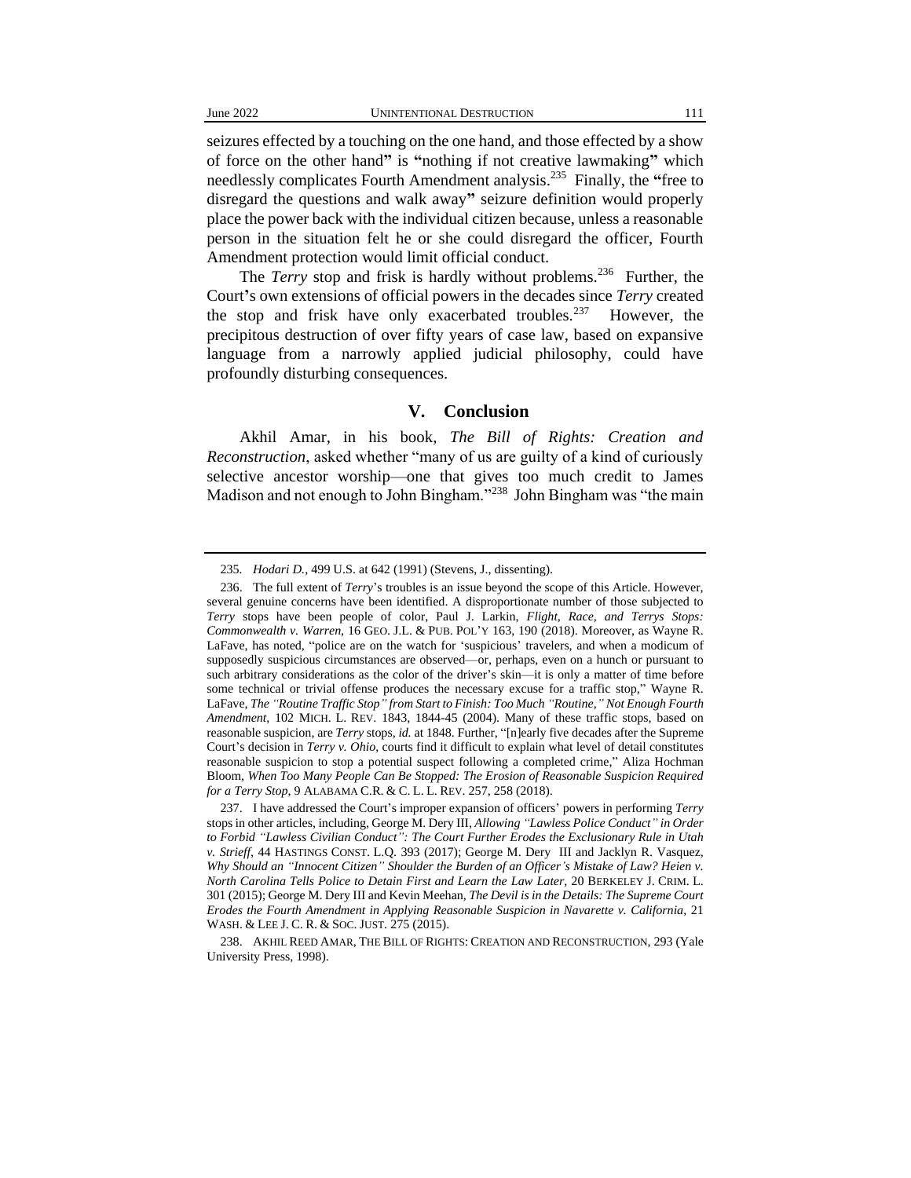seizures effected by a touching on the one hand, and those effected by a show of force on the other hand" is "nothing if not creative lawmaking" which needlessly complicates Fourth Amendment analysis.[235] Finally, the "free to disregard the questions and walk away" seizure definition would properly place the power back with the individual citizen because, unless a reasonable person in the situation felt he or she could disregard the officer, Fourth Amendment protection would limit official conduct.

The *Terry* stop and frisk is hardly without problems.[236] Further, the Court's own extensions of official powers in the decades since *Terry* created the stop and frisk have only exacerbated troubles.[237] However, the precipitous destruction of over fifty years of case law, based on expansive language from a narrowly applied judicial philosophy, could have profoundly disturbing consequences.

## V. Conclusion

Akhil Amar, in his book, *The Bill of Rights: Creation and Reconstruction*, asked whether "many of us are guilty of a kind of curiously selective ancestor worship—one that gives too much credit to James Madison and not enough to John Bingham."[238] John Bingham was "the main

---

235. *Hodari D.*, 499 U.S. at 642 (1991) (Stevens, J., dissenting).

236. The full extent of *Terry*'s troubles is an issue beyond the scope of this Article. However, several genuine concerns have been identified. A disproportionate number of those subjected to *Terry* stops have been people of color, Paul J. Larkin, *Flight, Race, and Terrys Stops: Commonwealth v. Warren*, 16 GEO. J.L. & PUB. POL'Y 163, 190 (2018). Moreover, as Wayne R. LaFave, has noted, "police are on the watch for 'suspicious' travelers, and when a modicum of supposedly suspicious circumstances are observed—or, perhaps, even on a hunch or pursuant to such arbitrary considerations as the color of the driver's skin—it is only a matter of time before some technical or trivial offense produces the necessary excuse for a traffic stop," Wayne R. LaFave, *The "Routine Traffic Stop" from Start to Finish: Too Much "Routine," Not Enough Fourth Amendment*, 102 MICH. L. REV. 1843, 1844-45 (2004). Many of these traffic stops, based on reasonable suspicion, are *Terry* stops, *id.* at 1848. Further, "[n]early five decades after the Supreme Court's decision in *Terry v. Ohio*, courts find it difficult to explain what level of detail constitutes reasonable suspicion to stop a potential suspect following a completed crime," Aliza Hochman Bloom, *When Too Many People Can Be Stopped: The Erosion of Reasonable Suspicion Required for a Terry Stop*, 9 ALABAMA C.R. & C. L. L. REV. 257, 258 (2018).

237. I have addressed the Court's improper expansion of officers' powers in performing *Terry* stops in other articles, including, George M. Dery III, *Allowing "Lawless Police Conduct" in Order to Forbid "Lawless Civilian Conduct": The Court Further Erodes the Exclusionary Rule in Utah v. Strieff*, 44 HASTINGS CONST. L.Q. 393 (2017); George M. Dery III and Jacklyn R. Vasquez, *Why Should an "Innocent Citizen" Shoulder the Burden of an Officer's Mistake of Law? Heien v. North Carolina Tells Police to Detain First and Learn the Law Later*, 20 BERKELEY J. CRIM. L. 301 (2015); George M. Dery III and Kevin Meehan, *The Devil is in the Details: The Supreme Court Erodes the Fourth Amendment in Applying Reasonable Suspicion in Navarette v. California*, 21 WASH. & LEE J. C. R. & SOC. JUST. 275 (2015).

238. AKHIL REED AMAR, THE BILL OF RIGHTS: CREATION AND RECONSTRUCTION, 293 (Yale University Press, 1998).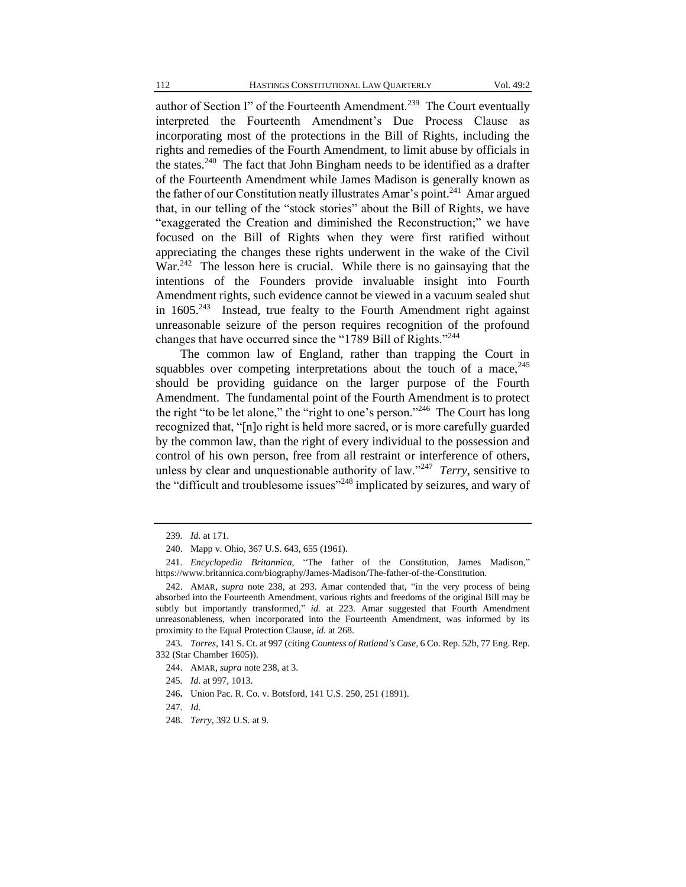author of Section I" of the Fourteenth Amendment.[239] The Court eventually interpreted the Fourteenth Amendment's Due Process Clause as incorporating most of the protections in the Bill of Rights, including the rights and remedies of the Fourth Amendment, to limit abuse by officials in the states.[240] The fact that John Bingham needs to be identified as a drafter of the Fourteenth Amendment while James Madison is generally known as the father of our Constitution neatly illustrates Amar's point.[241] Amar argued that, in our telling of the "stock stories" about the Bill of Rights, we have "exaggerated the Creation and diminished the Reconstruction;" we have focused on the Bill of Rights when they were first ratified without appreciating the changes these rights underwent in the wake of the Civil War.[242] The lesson here is crucial. While there is no gainsaying that the intentions of the Founders provide invaluable insight into Fourth Amendment rights, such evidence cannot be viewed in a vacuum sealed shut in 1605.[243] Instead, true fealty to the Fourth Amendment right against unreasonable seizure of the person requires recognition of the profound changes that have occurred since the "1789 Bill of Rights."[244]

The common law of England, rather than trapping the Court in squabbles over competing interpretations about the touch of a mace,[245] should be providing guidance on the larger purpose of the Fourth Amendment. The fundamental point of the Fourth Amendment is to protect the right "to be let alone," the "right to one's person."[246] The Court has long recognized that, "[n]o right is held more sacred, or is more carefully guarded by the common law, than the right of every individual to the possession and control of his own person, free from all restraint or interference of others, unless by clear and unquestionable authority of law."[247] *Terry*, sensitive to the "difficult and troublesome issues"[248] implicated by seizures, and wary of

---

239. *Id.* at 171.

240. Mapp v. Ohio, 367 U.S. 643, 655 (1961).

241. *Encyclopedia Britannica*, "The father of the Constitution, James Madison," https://www.britannica.com/biography/James-Madison/The-father-of-the-Constitution.

242. AMAR, *supra* note 238, at 293. Amar contended that, "in the very process of being absorbed into the Fourteenth Amendment, various rights and freedoms of the original Bill may be subtly but importantly transformed," *id.* at 223. Amar suggested that Fourth Amendment unreasonableness, when incorporated into the Fourteenth Amendment, was informed by its proximity to the Equal Protection Clause, *id.* at 268.

243. *Torres*, 141 S. Ct. at 997 (citing *Countess of Rutland's Case*, 6 Co. Rep. 52b, 77 Eng. Rep. 332 (Star Chamber 1605)).

244. AMAR, *supra* note 238, at 3.

245. *Id.* at 997, 1013.

246. Union Pac. R. Co. v. Botsford, 141 U.S. 250, 251 (1891).

247. *Id.*

248. *Terry*, 392 U.S. at 9.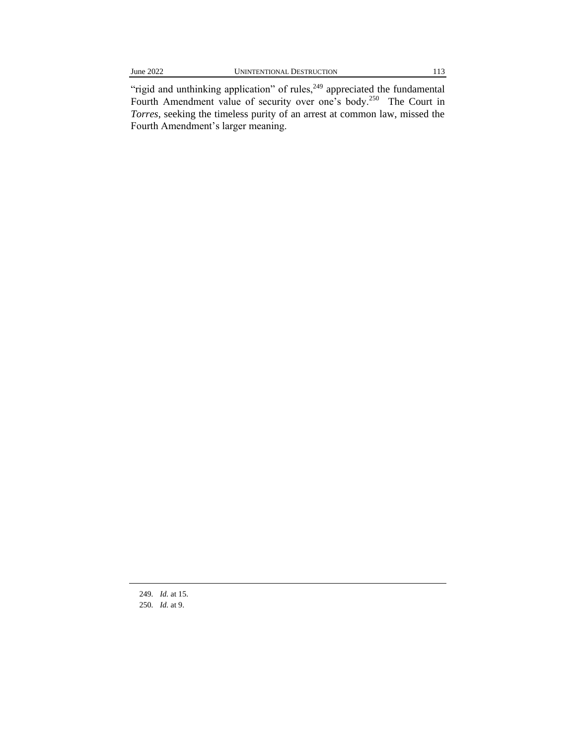"rigid and unthinking application" of rules,[249] appreciated the fundamental Fourth Amendment value of security over one's body.[250] The Court in *Torres*, seeking the timeless purity of an arrest at common law, missed the Fourth Amendment's larger meaning.

---

249. *Id.* at 15.

250. *Id.* at 9.